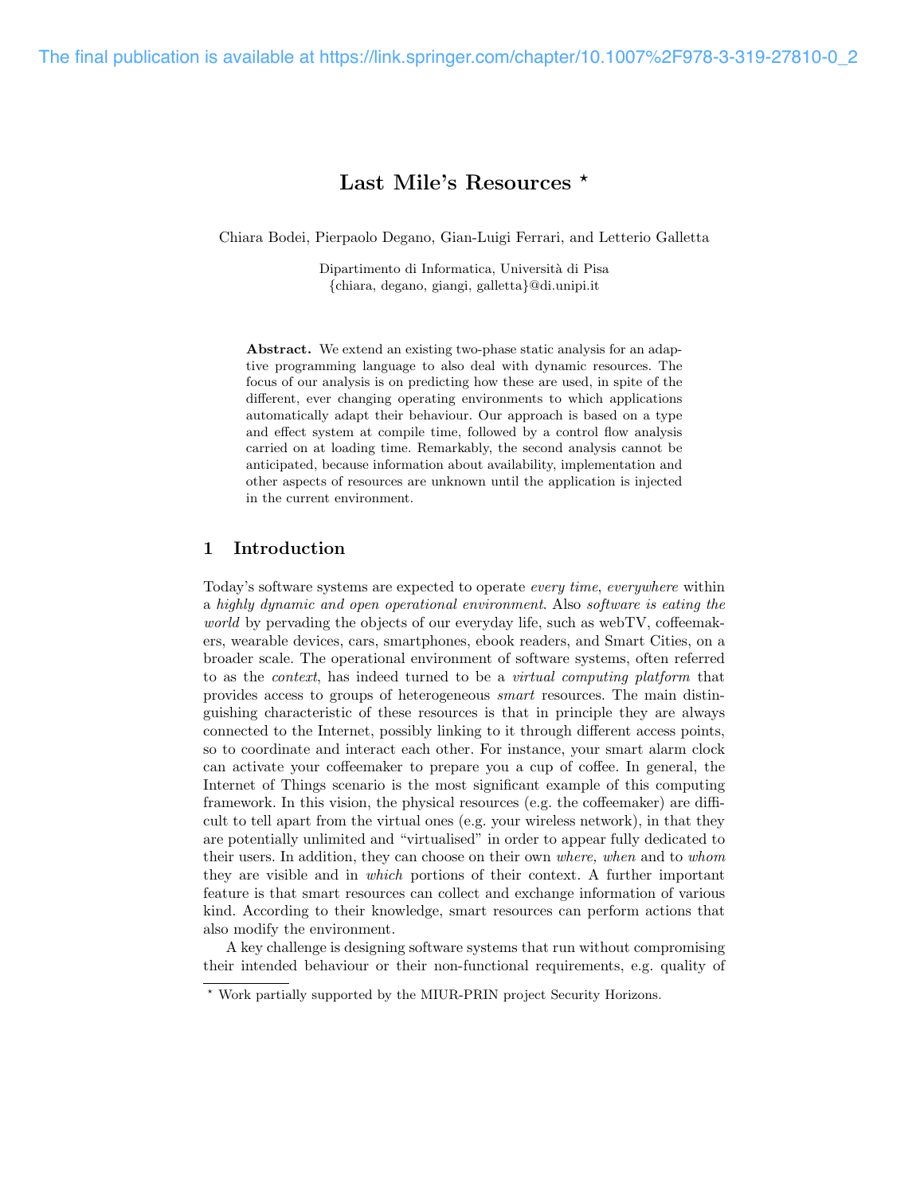The final publication is available at https://link.springer.com/chapter/10.1007%2F978-3-319-27810-0_2

# Last Mile's Resources *

Chiara Bodei, Pierpaolo Degano, Gian-Luigi Ferrari, and Letterio Galletta

Dipartimento di Informatica, Università di Pisa
{chiara, degano, giangi, galletta}@di.unipi.it

**Abstract.** We extend an existing two-phase static analysis for an adaptive programming language to also deal with dynamic resources. The focus of our analysis is on predicting how these are used, in spite of the different, ever changing operating environments to which applications automatically adapt their behaviour. Our approach is based on a type and effect system at compile time, followed by a control flow analysis carried on at loading time. Remarkably, the second analysis cannot be anticipated, because information about availability, implementation and other aspects of resources are unknown until the application is injected in the current environment.

## 1 Introduction

Today's software systems are expected to operate *every time*, *everywhere* within a *highly dynamic and open operational environment*. Also *software is eating the world* by pervading the objects of our everyday life, such as webTV, coffeemakers, wearable devices, cars, smartphones, ebook readers, and Smart Cities, on a broader scale. The operational environment of software systems, often referred to as the *context*, has indeed turned to be a *virtual computing platform* that provides access to groups of heterogeneous *smart* resources. The main distinguishing characteristic of these resources is that in principle they are always connected to the Internet, possibly linking to it through different access points, so to coordinate and interact each other. For instance, your smart alarm clock can activate your coffeemaker to prepare you a cup of coffee. In general, the Internet of Things scenario is the most significant example of this computing framework. In this vision, the physical resources (e.g. the coffeemaker) are difficult to tell apart from the virtual ones (e.g. your wireless network), in that they are potentially unlimited and "virtualised" in order to appear fully dedicated to their users. In addition, they can choose on their own *where, when* and to *whom* they are visible and in *which* portions of their context. A further important feature is that smart resources can collect and exchange information of various kind. According to their knowledge, smart resources can perform actions that also modify the environment.

A key challenge is designing software systems that run without compromising their intended behaviour or their non-functional requirements, e.g. quality of

* Work partially supported by the MIUR-PRIN project Security Horizons.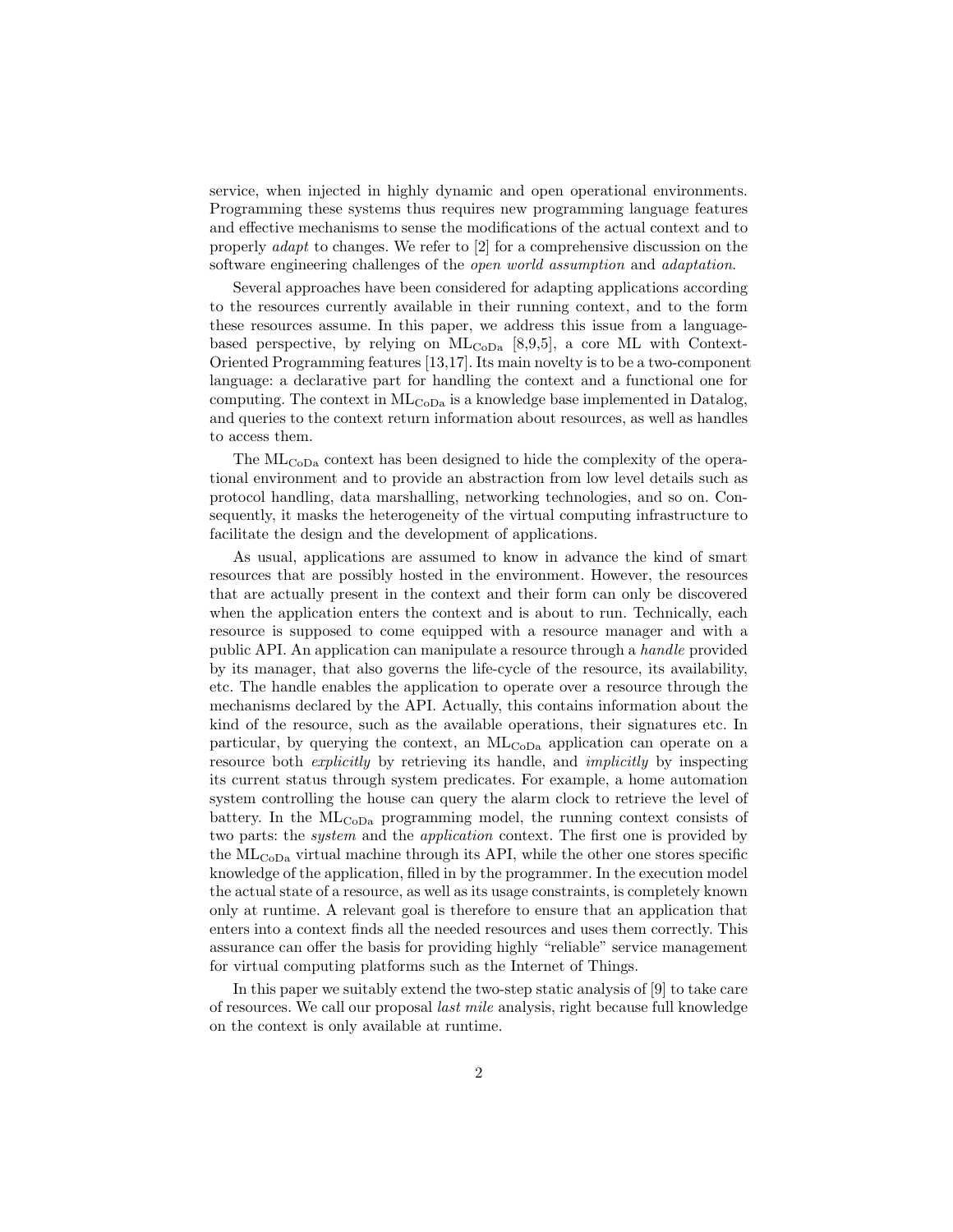service, when injected in highly dynamic and open operational environments. Programming these systems thus requires new programming language features and effective mechanisms to sense the modifications of the actual context and to properly *adapt* to changes. We refer to [2] for a comprehensive discussion on the software engineering challenges of the *open world assumption* and *adaptation*.

Several approaches have been considered for adapting applications according to the resources currently available in their running context, and to the form these resources assume. In this paper, we address this issue from a language-based perspective, by relying on $\mathrm{ML}_{\mathrm{CoDa}}$ [8,9,5], a core ML with Context-Oriented Programming features [13,17]. Its main novelty is to be a two-component language: a declarative part for handling the context and a functional one for computing. The context in $\mathrm{ML}_{\mathrm{CoDa}}$ is a knowledge base implemented in Datalog, and queries to the context return information about resources, as well as handles to access them.

The $\mathrm{ML}_{\mathrm{CoDa}}$ context has been designed to hide the complexity of the operational environment and to provide an abstraction from low level details such as protocol handling, data marshalling, networking technologies, and so on. Consequently, it masks the heterogeneity of the virtual computing infrastructure to facilitate the design and the development of applications.

As usual, applications are assumed to know in advance the kind of smart resources that are possibly hosted in the environment. However, the resources that are actually present in the context and their form can only be discovered when the application enters the context and is about to run. Technically, each resource is supposed to come equipped with a resource manager and with a public API. An application can manipulate a resource through a *handle* provided by its manager, that also governs the life-cycle of the resource, its availability, etc. The handle enables the application to operate over a resource through the mechanisms declared by the API. Actually, this contains information about the kind of the resource, such as the available operations, their signatures etc. In particular, by querying the context, an $\mathrm{ML}_{\mathrm{CoDa}}$ application can operate on a resource both *explicitly* by retrieving its handle, and *implicitly* by inspecting its current status through system predicates. For example, a home automation system controlling the house can query the alarm clock to retrieve the level of battery. In the $\mathrm{ML}_{\mathrm{CoDa}}$ programming model, the running context consists of two parts: the *system* and the *application* context. The first one is provided by the $\mathrm{ML}_{\mathrm{CoDa}}$ virtual machine through its API, while the other one stores specific knowledge of the application, filled in by the programmer. In the execution model the actual state of a resource, as well as its usage constraints, is completely known only at runtime. A relevant goal is therefore to ensure that an application that enters into a context finds all the needed resources and uses them correctly. This assurance can offer the basis for providing highly "reliable" service management for virtual computing platforms such as the Internet of Things.

In this paper we suitably extend the two-step static analysis of [9] to take care of resources. We call our proposal *last mile* analysis, right because full knowledge on the context is only available at runtime.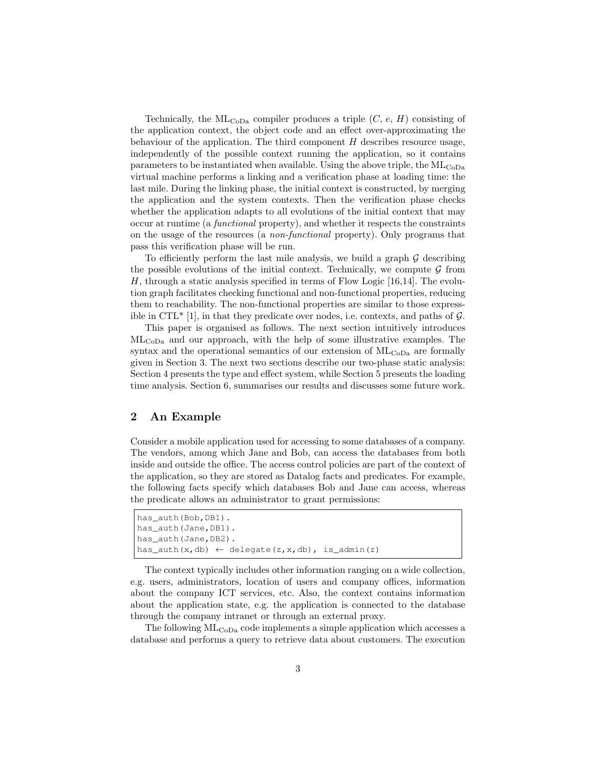Technically, the $\text{ML}_{\text{CoDa}}$ compiler produces a triple $(C, e, H)$ consisting of the application context, the object code and an effect over-approximating the behaviour of the application. The third component $H$ describes resource usage, independently of the possible context running the application, so it contains parameters to be instantiated when available. Using the above triple, the $\text{ML}_{\text{CoDa}}$ virtual machine performs a linking and a verification phase at loading time: the last mile. During the linking phase, the initial context is constructed, by merging the application and the system contexts. Then the verification phase checks whether the application adapts to all evolutions of the initial context that may occur at runtime (a *functional* property), and whether it respects the constraints on the usage of the resources (a *non-functional* property). Only programs that pass this verification phase will be run.

To efficiently perform the last mile analysis, we build a graph $\mathcal{G}$ describing the possible evolutions of the initial context. Technically, we compute $\mathcal{G}$ from $H$, through a static analysis specified in terms of Flow Logic [16,14]. The evolution graph facilitates checking functional and non-functional properties, reducing them to reachability. The non-functional properties are similar to those expressible in CTL* [1], in that they predicate over nodes, i.e. contexts, and paths of $\mathcal{G}$.

This paper is organised as follows. The next section intuitively introduces $\text{ML}_{\text{CoDa}}$ and our approach, with the help of some illustrative examples. The syntax and the operational semantics of our extension of $\text{ML}_{\text{CoDa}}$ are formally given in Section 3. The next two sections describe our two-phase static analysis: Section 4 presents the type and effect system, while Section 5 presents the loading time analysis. Section 6, summarises our results and discusses some future work.

## 2 An Example

Consider a mobile application used for accessing to some databases of a company. The vendors, among which Jane and Bob, can access the databases from both inside and outside the office. The access control policies are part of the context of the application, so they are stored as Datalog facts and predicates. For example, the following facts specify which databases Bob and Jane can access, whereas the predicate allows an administrator to grant permissions:

```
has_auth(Bob,DB1).
has_auth(Jane,DB1).
has_auth(Jane,DB2).
has_auth(x,db) ← delegate(z,x,db), is_admin(z)
```

The context typically includes other information ranging on a wide collection, e.g. users, administrators, location of users and company offices, information about the company ICT services, etc. Also, the context contains information about the application state, e.g. the application is connected to the database through the company intranet or through an external proxy.

The following $\text{ML}_{\text{CoDa}}$ code implements a simple application which accesses a database and performs a query to retrieve data about customers. The execution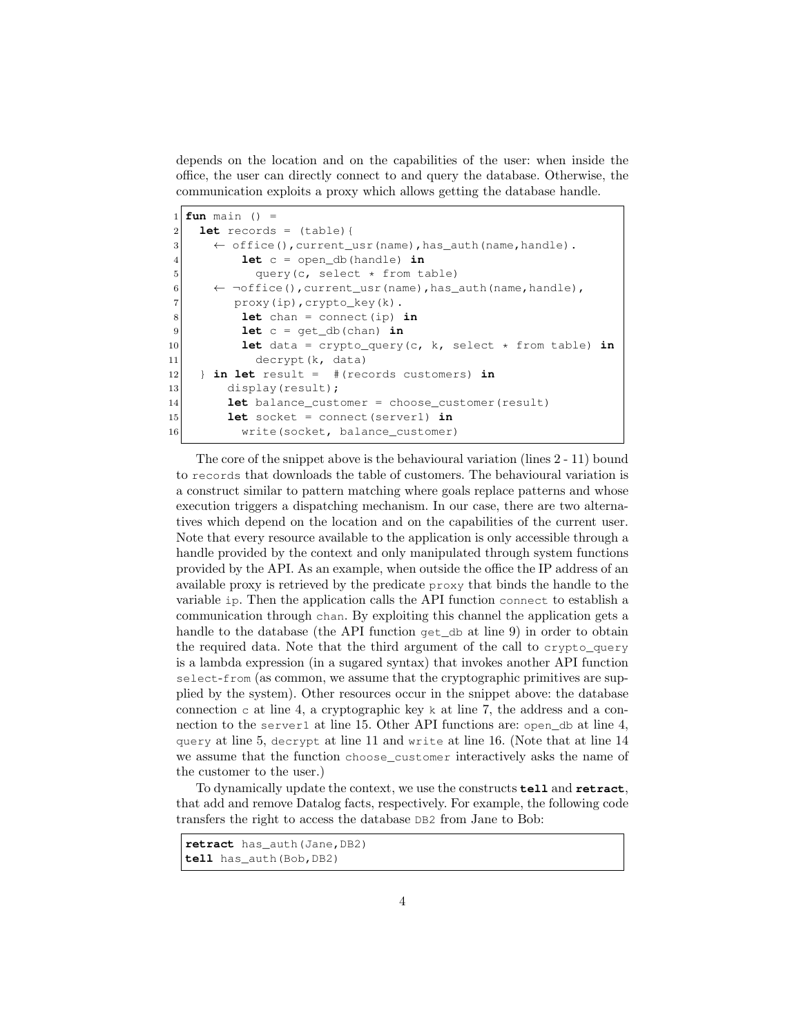depends on the location and on the capabilities of the user: when inside the office, the user can directly connect to and query the database. Otherwise, the communication exploits a proxy which allows getting the database handle.

```
1  fun main () =
2    let records = (table){
3      ← office(),current_usr(name),has_auth(name,handle).
4          let c = open_db(handle) in
5            query(c, select * from table)
6      ← ¬office(),current_usr(name),has_auth(name,handle),
7         proxy(ip),crypto_key(k).
8          let chan = connect(ip) in
9          let c = get_db(chan) in
10         let data = crypto_query(c, k, select * from table) in
11           decrypt(k, data)
12   } in let result =  #(records customers) in
13       display(result);
14       let balance_customer = choose_customer(result)
15       let socket = connect(server1) in
16         write(socket, balance_customer)
```

The core of the snippet above is the behavioural variation (lines 2 - 11) bound to `records` that downloads the table of customers. The behavioural variation is a construct similar to pattern matching where goals replace patterns and whose execution triggers a dispatching mechanism. In our case, there are two alternatives which depend on the location and on the capabilities of the current user. Note that every resource available to the application is only accessible through a handle provided by the context and only manipulated through system functions provided by the API. As an example, when outside the office the IP address of an available proxy is retrieved by the predicate `proxy` that binds the handle to the variable `ip`. Then the application calls the API function `connect` to establish a communication through `chan`. By exploiting this channel the application gets a handle to the database (the API function `get_db` at line 9) in order to obtain the required data. Note that the third argument of the call to `crypto_query` is a lambda expression (in a sugared syntax) that invokes another API function `select-from` (as common, we assume that the cryptographic primitives are supplied by the system). Other resources occur in the snippet above: the database connection `c` at line 4, a cryptographic key `k` at line 7, the address and a connection to the `server1` at line 15. Other API functions are: `open_db` at line 4, `query` at line 5, `decrypt` at line 11 and `write` at line 16. (Note that at line 14 we assume that the function `choose_customer` interactively asks the name of the customer to the user.)

To dynamically update the context, we use the constructs **`tell`** and **`retract`**, that add and remove Datalog facts, respectively. For example, the following code transfers the right to access the database `DB2` from Jane to Bob:

```
retract has_auth(Jane,DB2)
tell has_auth(Bob,DB2)
```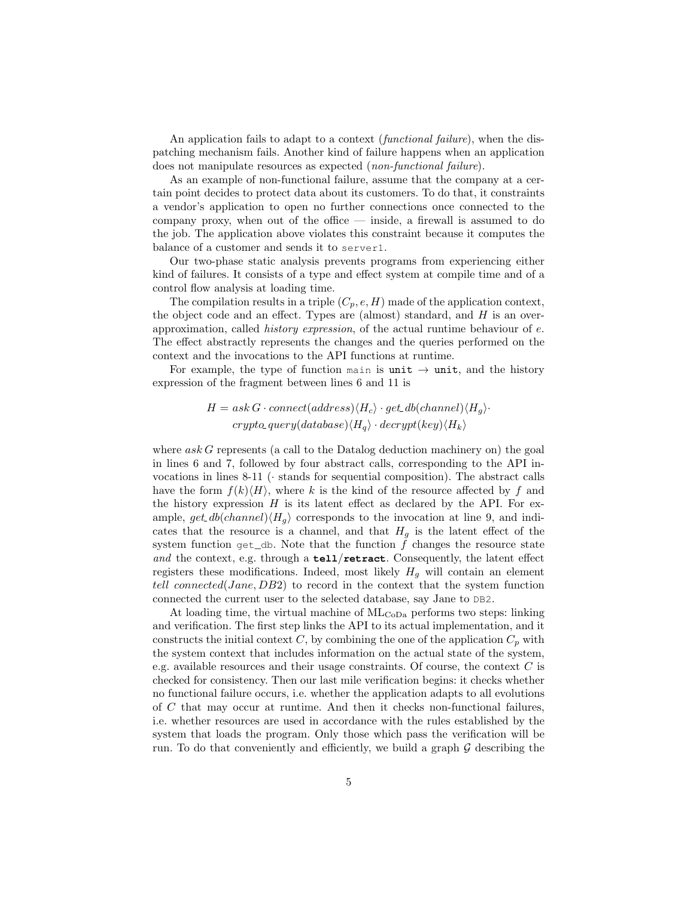An application fails to adapt to a context (*functional failure*), when the dispatching mechanism fails. Another kind of failure happens when an application does not manipulate resources as expected (*non-functional failure*).

As an example of non-functional failure, assume that the company at a certain point decides to protect data about its customers. To do that, it constraints a vendor's application to open no further connections once connected to the company proxy, when out of the office — inside, a firewall is assumed to do the job. The application above violates this constraint because it computes the balance of a customer and sends it to `server1`.

Our two-phase static analysis prevents programs from experiencing either kind of failures. It consists of a type and effect system at compile time and of a control flow analysis at loading time.

The compilation results in a triple $(C_p, e, H)$ made of the application context, the object code and an effect. Types are (almost) standard, and $H$ is an over-approximation, called *history expression*, of the actual runtime behaviour of $e$. The effect abstractly represents the changes and the queries performed on the context and the invocations to the API functions at runtime.

For example, the type of function `main` is **unit** $\rightarrow$ **unit**, and the history expression of the fragment between lines 6 and 11 is

$$H = ask\, G \cdot connect(address)\langle H_c\rangle \cdot get\_db(channel)\langle H_g\rangle \cdot \\ crypto\_query(database)\langle H_q\rangle \cdot decrypt(key)\langle H_k\rangle$$

where $ask\, G$ represents (a call to the Datalog deduction machinery on) the goal in lines 6 and 7, followed by four abstract calls, corresponding to the API invocations in lines 8-11 ($\cdot$ stands for sequential composition). The abstract calls have the form $f(k)\langle H\rangle$, where $k$ is the kind of the resource affected by $f$ and the history expression $H$ is its latent effect as declared by the API. For example, $get\_db(channel)\langle H_g\rangle$ corresponds to the invocation at line 9, and indicates that the resource is a channel, and that $H_g$ is the latent effect of the system function `get_db`. Note that the function $f$ changes the resource state *and* the context, e.g. through a **tell**/**retract**. Consequently, the latent effect registers these modifications. Indeed, most likely $H_g$ will contain an element $tell\ connected(Jane, DB2)$ to record in the context that the system function connected the current user to the selected database, say Jane to `DB2`.

At loading time, the virtual machine of $\text{ML}_{\text{CoDa}}$ performs two steps: linking and verification. The first step links the API to its actual implementation, and it constructs the initial context $C$, by combining the one of the application $C_p$ with the system context that includes information on the actual state of the system, e.g. available resources and their usage constraints. Of course, the context $C$ is checked for consistency. Then our last mile verification begins: it checks whether no functional failure occurs, i.e. whether the application adapts to all evolutions of $C$ that may occur at runtime. And then it checks non-functional failures, i.e. whether resources are used in accordance with the rules established by the system that loads the program. Only those which pass the verification will be run. To do that conveniently and efficiently, we build a graph $\mathcal{G}$ describing the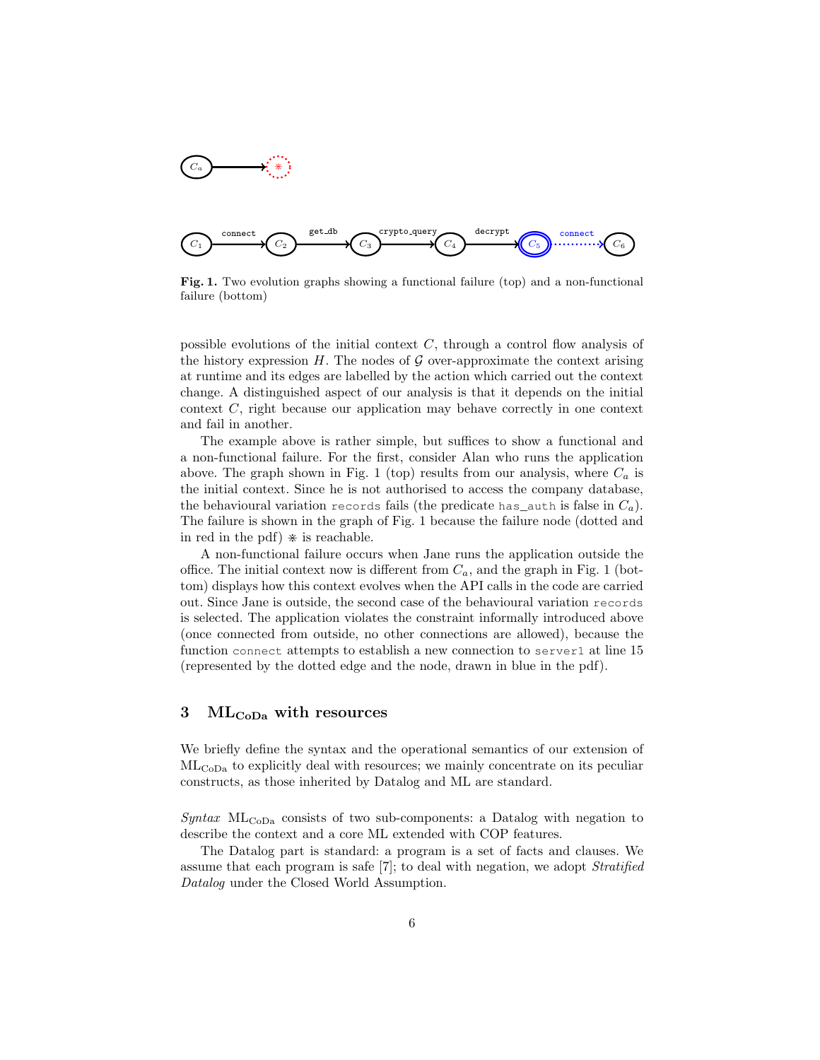Fig. 1. Two evolution graphs showing a functional failure (top) and a non-functional failure (bottom)

possible evolutions of the initial context $C$, through a control flow analysis of the history expression $H$. The nodes of $\mathcal{G}$ over-approximate the context arising at runtime and its edges are labelled by the action which carried out the context change. A distinguished aspect of our analysis is that it depends on the initial context $C$, right because our application may behave correctly in one context and fail in another.

The example above is rather simple, but suffices to show a functional and a non-functional failure. For the first, consider Alan who runs the application above. The graph shown in Fig. 1 (top) results from our analysis, where $C_a$ is the initial context. Since he is not authorised to access the company database, the behavioural variation `records` fails (the predicate `has_auth` is false in $C_a$). The failure is shown in the graph of Fig. 1 because the failure node (dotted and in red in the pdf) $\divideontimes$ is reachable.

A non-functional failure occurs when Jane runs the application outside the office. The initial context now is different from $C_a$, and the graph in Fig. 1 (bottom) displays how this context evolves when the API calls in the code are carried out. Since Jane is outside, the second case of the behavioural variation `records` is selected. The application violates the constraint informally introduced above (once connected from outside, no other connections are allowed), because the function `connect` attempts to establish a new connection to `server1` at line 15 (represented by the dotted edge and the node, drawn in blue in the pdf).

## 3 $\mathbf{ML_{CoDa}}$ with resources

We briefly define the syntax and the operational semantics of our extension of $\mathrm{ML_{CoDa}}$ to explicitly deal with resources; we mainly concentrate on its peculiar constructs, as those inherited by Datalog and ML are standard.

*Syntax* $\mathrm{ML_{CoDa}}$ consists of two sub-components: a Datalog with negation to describe the context and a core ML extended with COP features.

The Datalog part is standard: a program is a set of facts and clauses. We assume that each program is safe [7]; to deal with negation, we adopt *Stratified Datalog* under the Closed World Assumption.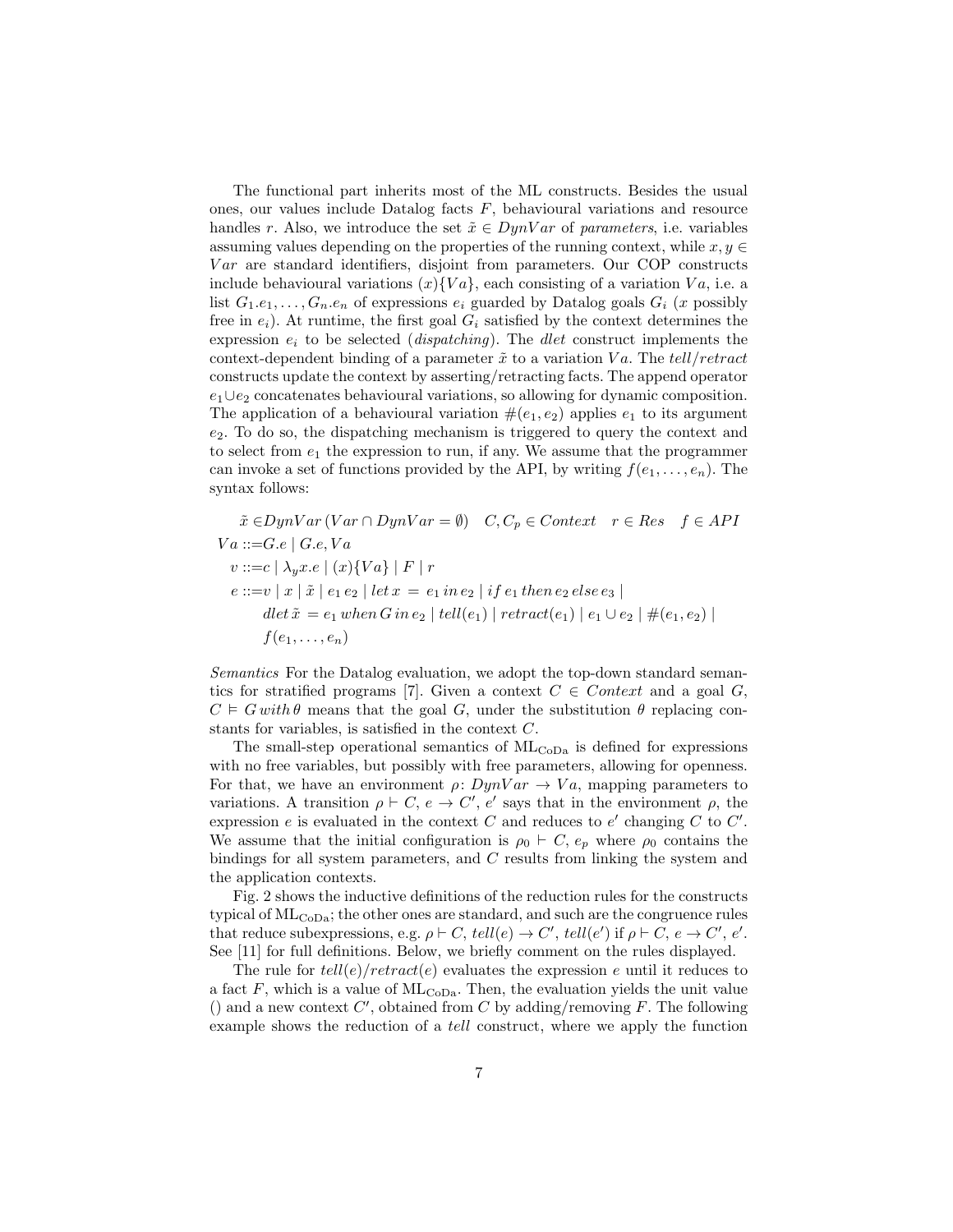The functional part inherits most of the ML constructs. Besides the usual ones, our values include Datalog facts $F$, behavioural variations and resource handles $r$. Also, we introduce the set $\tilde{x} \in DynVar$ of *parameters*, i.e. variables assuming values depending on the properties of the running context, while $x, y \in Var$ are standard identifiers, disjoint from parameters. Our COP constructs include behavioural variations $(x)\{Va\}$, each consisting of a variation $Va$, i.e. a list $G_1.e_1, \ldots, G_n.e_n$ of expressions $e_i$ guarded by Datalog goals $G_i$ ($x$ possibly free in $e_i$). At runtime, the first goal $G_i$ satisfied by the context determines the expression $e_i$ to be selected (*dispatching*). The *dlet* construct implements the context-dependent binding of a parameter $\tilde{x}$ to a variation $Va$. The *tell*/*retract* constructs update the context by asserting/retracting facts. The append operator $e_1 \cup e_2$ concatenates behavioural variations, so allowing for dynamic composition. The application of a behavioural variation $\#(e_1, e_2)$ applies $e_1$ to its argument $e_2$. To do so, the dispatching mechanism is triggered to query the context and to select from $e_1$ the expression to run, if any. We assume that the programmer can invoke a set of functions provided by the API, by writing $f(e_1, \ldots, e_n)$. The syntax follows:

$$
\begin{aligned}
&\tilde{x} \in DynVar\ (Var \cap DynVar = \emptyset) \quad C, C_p \in Context \quad r \in Res \quad f \in API \\
&Va ::= G.e \mid G.e, Va \\
&v ::= c \mid \lambda_y x.e \mid (x)\{Va\} \mid F \mid r \\
&e ::= v \mid x \mid \tilde{x} \mid e_1\, e_2 \mid let\, x\, =\, e_1\, in\, e_2 \mid if\, e_1\, then\, e_2\, else\, e_3 \mid \\
&\qquad dlet\, \tilde{x}\, =\, e_1\, when\, G\, in\, e_2 \mid tell(e_1) \mid retract(e_1) \mid e_1 \cup e_2 \mid \#(e_1, e_2) \mid \\
&\qquad f(e_1, \ldots, e_n)
\end{aligned}
$$

*Semantics* For the Datalog evaluation, we adopt the top-down standard semantics for stratified programs [7]. Given a context $C \in Context$ and a goal $G$, $C \vDash G\, with\, \theta$ means that the goal $G$, under the substitution $\theta$ replacing constants for variables, is satisfied in the context $C$.

The small-step operational semantics of $\mathrm{ML_{CoDa}}$ is defined for expressions with no free variables, but possibly with free parameters, allowing for openness. For that, we have an environment $\rho \colon DynVar \to Va$, mapping parameters to variations. A transition $\rho \vdash C,\, e \to C',\, e'$ says that in the environment $\rho$, the expression $e$ is evaluated in the context $C$ and reduces to $e'$ changing $C$ to $C'$. We assume that the initial configuration is $\rho_0 \vdash C,\, e_p$ where $\rho_0$ contains the bindings for all system parameters, and $C$ results from linking the system and the application contexts.

Fig. 2 shows the inductive definitions of the reduction rules for the constructs typical of $\mathrm{ML_{CoDa}}$; the other ones are standard, and such are the congruence rules that reduce subexpressions, e.g. $\rho \vdash C,\, tell(e) \to C',\, tell(e')$ if $\rho \vdash C,\, e \to C',\, e'$. See [11] for full definitions. Below, we briefly comment on the rules displayed.

The rule for $tell(e)/retract(e)$ evaluates the expression $e$ until it reduces to a fact $F$, which is a value of $\mathrm{ML_{CoDa}}$. Then, the evaluation yields the unit value $()$ and a new context $C'$, obtained from $C$ by adding/removing $F$. The following example shows the reduction of a *tell* construct, where we apply the function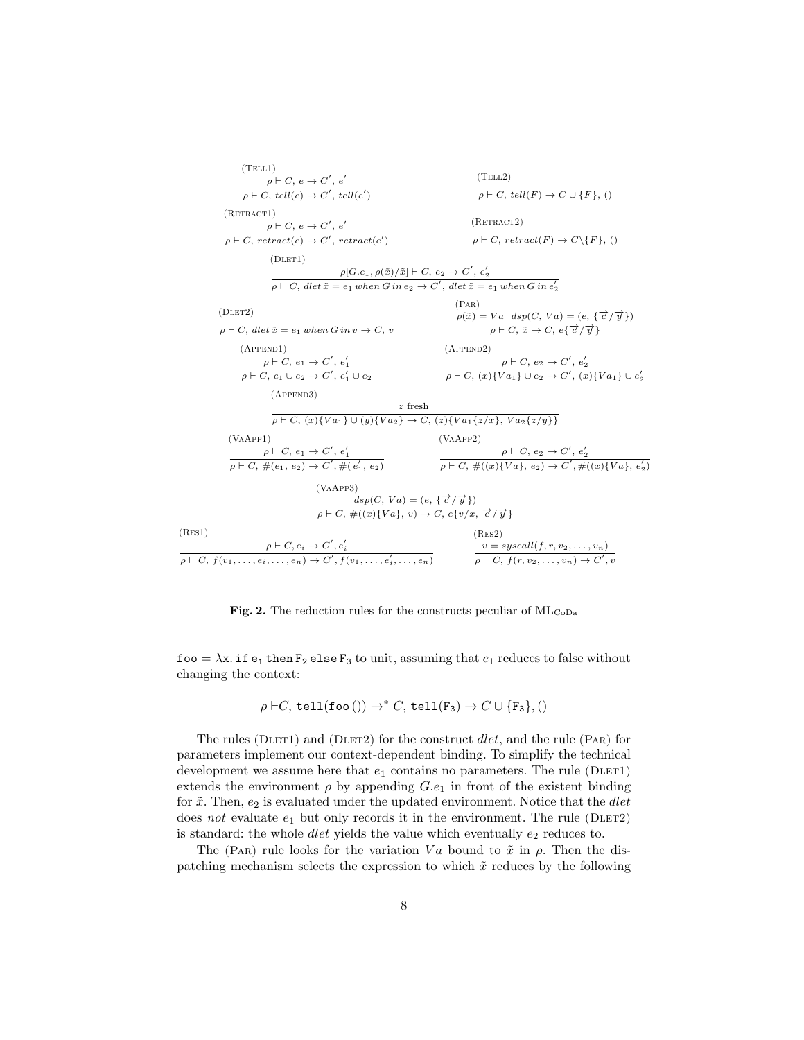$$\text{(Tell1)}\quad \frac{\rho \vdash C,\, e \to C',\, e'}{\rho \vdash C,\, tell(e) \to C',\, tell(e')} \qquad \text{(Tell2)}\quad \frac{}{\rho \vdash C,\, tell(F) \to C \cup \{F\},\, ()}$$

$$\text{(Retract1)}\quad \frac{\rho \vdash C,\, e \to C',\, e'}{\rho \vdash C,\, retract(e) \to C',\, retract(e')} \qquad \text{(Retract2)}\quad \frac{}{\rho \vdash C,\, retract(F) \to C \backslash \{F\},\, ()}$$

$$\text{(Dlet1)}\quad \frac{\rho[G.e_1, \rho(\tilde{x})/\tilde{x}] \vdash C,\, e_2 \to C',\, e_2'}{\rho \vdash C,\, dlet\, \tilde{x} = e_1\, when\, G\, in\, e_2 \to C',\, dlet\, \tilde{x} = e_1\, when\, G\, in\, e_2'}$$

$$\text{(Dlet2)}\quad \frac{}{\rho \vdash C,\, dlet\, \tilde{x} = e_1\, when\, G\, in\, v \to C,\, v} \qquad \text{(Par)}\quad \frac{\rho(\tilde{x}) = Va \quad dsp(C,\, Va) = (e,\, \{\overrightarrow{c}/\overrightarrow{y}\})}{\rho \vdash C,\, \tilde{x} \to C,\, e\{\overrightarrow{c}/\overrightarrow{y}\}}$$

$$\text{(Append1)}\quad \frac{\rho \vdash C,\, e_1 \to C',\, e_1'}{\rho \vdash C,\, e_1 \cup e_2 \to C',\, e_1' \cup e_2} \qquad \text{(Append2)}\quad \frac{\rho \vdash C,\, e_2 \to C',\, e_2'}{\rho \vdash C,\, (x)\{Va_1\} \cup e_2 \to C',\, (x)\{Va_1\} \cup e_2'}$$

$$\text{(Append3)}\quad \frac{z \text{ fresh}}{\rho \vdash C,\, (x)\{Va_1\} \cup (y)\{Va_2\} \to C,\, (z)\{Va_1\{z/x\},\, Va_2\{z/y\}\}}$$

$$\text{(VaApp1)}\quad \frac{\rho \vdash C,\, e_1 \to C',\, e_1'}{\rho \vdash C,\, \#(e_1,\, e_2) \to C',\, \#(e_1',\, e_2)} \qquad \text{(VaApp2)}\quad \frac{\rho \vdash C,\, e_2 \to C',\, e_2'}{\rho \vdash C,\, \#((x)\{Va\},\, e_2) \to C',\, \#((x)\{Va\},\, e_2')}$$

$$\text{(VaApp3)}\quad \frac{dsp(C,\, Va) = (e,\, \{\overrightarrow{c}/\overrightarrow{y}\})}{\rho \vdash C,\, \#((x)\{Va\},\, v) \to C,\, e\{v/x,\, \overrightarrow{c}/\overrightarrow{y}\}}$$

$$\text{(Res1)}\quad \frac{\rho \vdash C, e_i \to C', e_i'}{\rho \vdash C,\, f(v_1, \ldots, e_i, \ldots, e_n) \to C',\, f(v_1, \ldots, e_i', \ldots, e_n)} \qquad \text{(Res2)}\quad \frac{v = syscall(f, r, v_2, \ldots, v_n)}{\rho \vdash C,\, f(r, v_2, \ldots, v_n) \to C',\, v}$$

**Fig. 2.** The reduction rules for the constructs peculiar of $\text{ML}_{\text{CoDa}}$

$\texttt{foo} = \lambda \texttt{x}.\, \texttt{if}\; \texttt{e}_1\; \texttt{then}\, \texttt{F}_2\; \texttt{else}\, \texttt{F}_3$ to unit, assuming that $e_1$ reduces to false without changing the context:

$$\rho \vdash C,\, \texttt{tell}(\texttt{foo}\,()) \to^* C,\, \texttt{tell}(\texttt{F}_3) \to C \cup \{\texttt{F}_3\}, ()$$

The rules (Dlet1) and (Dlet2) for the construct *dlet*, and the rule (Par) for parameters implement our context-dependent binding. To simplify the technical development we assume here that $e_1$ contains no parameters. The rule (Dlet1) extends the environment $\rho$ by appending $G.e_1$ in front of the existent binding for $\tilde{x}$. Then, $e_2$ is evaluated under the updated environment. Notice that the *dlet* does *not* evaluate $e_1$ but only records it in the environment. The rule (Dlet2) is standard: the whole *dlet* yields the value which eventually $e_2$ reduces to.

The (Par) rule looks for the variation $Va$ bound to $\tilde{x}$ in $\rho$. Then the dispatching mechanism selects the expression to which $\tilde{x}$ reduces by the following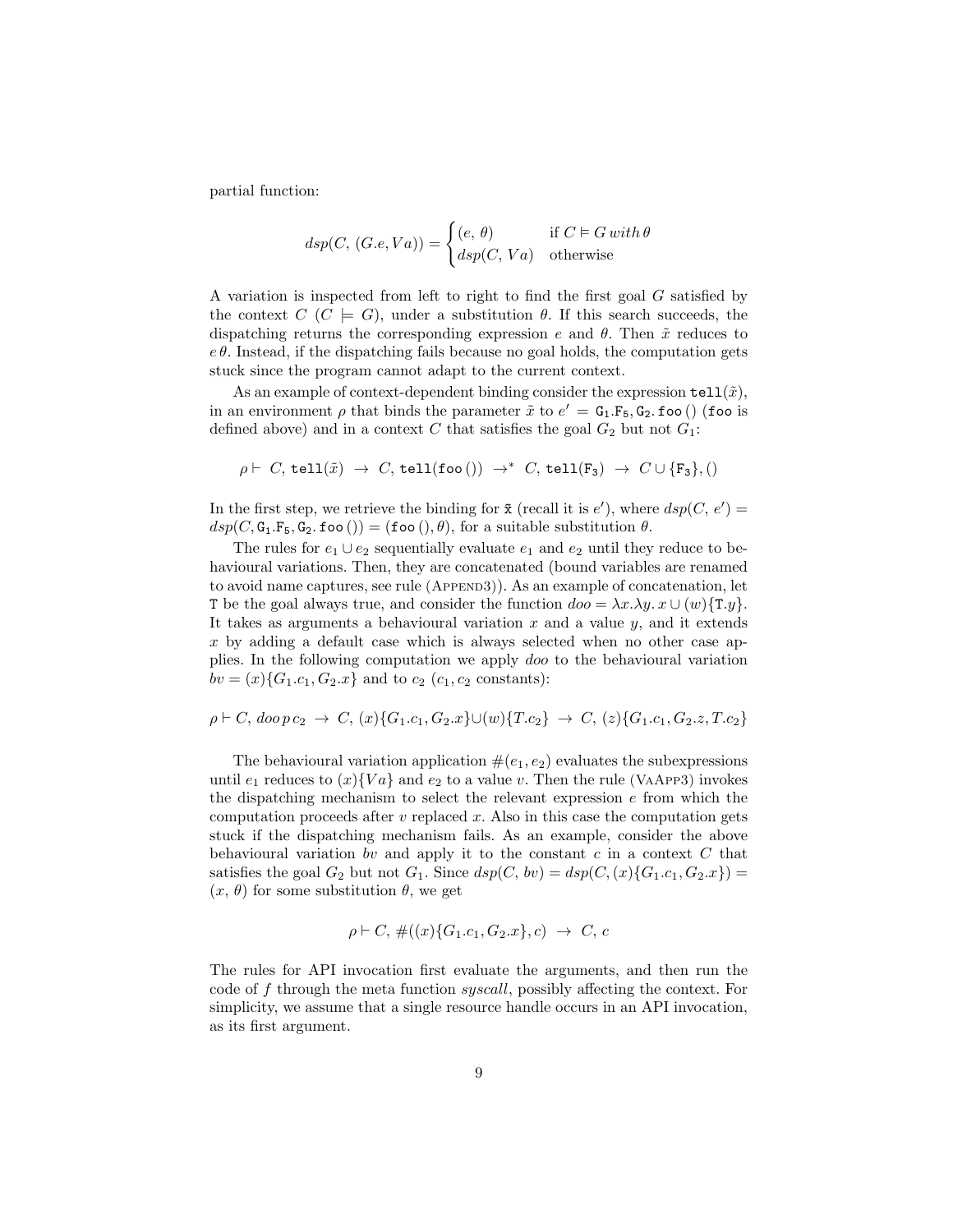partial function:

$$dsp(C,\ (G.e, Va)) = \begin{cases} (e,\ \theta) & \text{if } C \vDash G\, with\, \theta \\ dsp(C,\ Va) & \text{otherwise} \end{cases}$$

A variation is inspected from left to right to find the first goal $G$ satisfied by the context $C$ ($C \models G$), under a substitution $\theta$. If this search succeeds, the dispatching returns the corresponding expression $e$ and $\theta$. Then $\tilde{x}$ reduces to $e\,\theta$. Instead, if the dispatching fails because no goal holds, the computation gets stuck since the program cannot adapt to the current context.

As an example of context-dependent binding consider the expression $\mathtt{tell}(\tilde{x})$, in an environment $\rho$ that binds the parameter $\tilde{x}$ to $e' = \mathtt{G_1.F_5, G_2.foo\,()}$ (`foo` is defined above) and in a context $C$ that satisfies the goal $G_2$ but not $G_1$:

$$\rho \vdash\ C,\, \mathtt{tell}(\tilde{x})\ \rightarrow\ C,\, \mathtt{tell}(\mathtt{foo\,()})\ \rightarrow^*\ C,\, \mathtt{tell}(\mathtt{F_3})\ \rightarrow\ C \cup \{\mathtt{F_3}\}, ()$$

In the first step, we retrieve the binding for $\tilde{\mathtt{x}}$ (recall it is $e'$), where $dsp(C,\, e') = dsp(C, \mathtt{G_1.F_5, G_2.foo\,()}) = (\mathtt{foo\,()}, \theta)$, for a suitable substitution $\theta$.

The rules for $e_1 \cup e_2$ sequentially evaluate $e_1$ and $e_2$ until they reduce to behavioural variations. Then, they are concatenated (bound variables are renamed to avoid name captures, see rule (Append3)). As an example of concatenation, let $\mathtt{T}$ be the goal always true, and consider the function $doo = \lambda x.\lambda y.\, x \cup (w)\{\mathtt{T}.y\}$. It takes as arguments a behavioural variation $x$ and a value $y$, and it extends $x$ by adding a default case which is always selected when no other case applies. In the following computation we apply $doo$ to the behavioural variation $bv = (x)\{G_1.c_1, G_2.x\}$ and to $c_2$ ($c_1, c_2$ constants):

$$\rho \vdash C,\, doo\, p\, c_2\ \rightarrow\ C,\, (x)\{G_1.c_1, G_2.x\} \cup (w)\{T.c_2\}\ \rightarrow\ C,\, (z)\{G_1.c_1, G_2.z, T.c_2\}$$

The behavioural variation application $\#(e_1, e_2)$ evaluates the subexpressions until $e_1$ reduces to $(x)\{Va\}$ and $e_2$ to a value $v$. Then the rule (VaApp3) invokes the dispatching mechanism to select the relevant expression $e$ from which the computation proceeds after $v$ replaced $x$. Also in this case the computation gets stuck if the dispatching mechanism fails. As an example, consider the above behavioural variation $bv$ and apply it to the constant $c$ in a context $C$ that satisfies the goal $G_2$ but not $G_1$. Since $dsp(C,\, bv) = dsp(C, (x)\{G_1.c_1, G_2.x\}) = (x,\, \theta)$ for some substitution $\theta$, we get

$$\rho \vdash C,\, \#((x)\{G_1.c_1, G_2.x\}, c)\ \rightarrow\ C,\, c$$

The rules for API invocation first evaluate the arguments, and then run the code of $f$ through the meta function $syscall$, possibly affecting the context. For simplicity, we assume that a single resource handle occurs in an API invocation, as its first argument.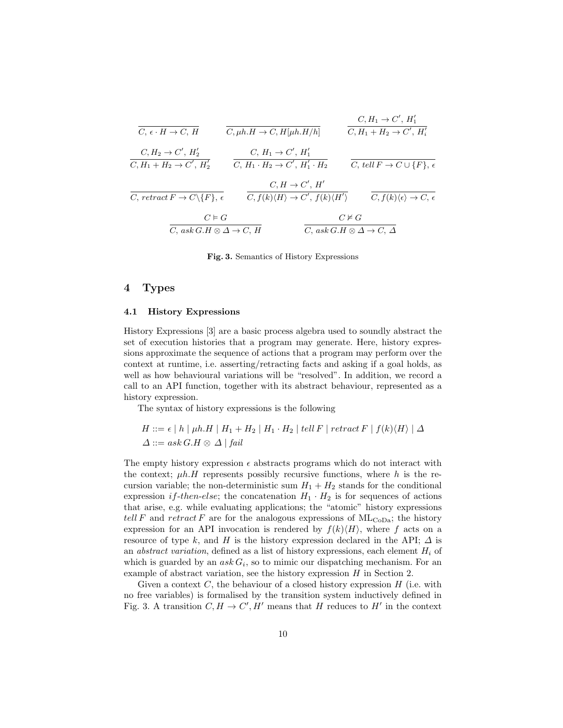$$\frac{}{C,\, \epsilon \cdot H \to C,\, H} \qquad \frac{}{C, \mu h.H \to C, H[\mu h.H/h]} \qquad \frac{C, H_1 \to C',\, H_1'}{C, H_1 + H_2 \to C',\, H_i'}$$

$$\frac{C, H_2 \to C',\, H_2'}{C, H_1 + H_2 \to C',\, H_2'} \qquad \frac{C,\, H_1 \to C',\, H_1'}{C,\, H_1 \cdot H_2 \to C',\, H_1' \cdot H_2} \qquad \frac{}{C,\, tell\, F \to C \cup \{F\},\, \epsilon}$$

$$\frac{}{C,\, retract\, F \to C \backslash \{F\},\, \epsilon} \qquad \frac{C, H \to C',\, H'}{C, f(k)\langle H \rangle \to C',\, f(k)\langle H' \rangle} \qquad \frac{}{C, f(k)\langle \epsilon \rangle \to C,\, \epsilon}$$

$$\frac{C \vDash G}{C,\, ask\, G.H \otimes \Delta \to C,\, H} \qquad \frac{C \nvDash G}{C,\, ask\, G.H \otimes \Delta \to C,\, \Delta}$$

**Fig. 3.** Semantics of History Expressions

## 4 Types

### 4.1 History Expressions

History Expressions [3] are a basic process algebra used to soundly abstract the set of execution histories that a program may generate. Here, history expressions approximate the sequence of actions that a program may perform over the context at runtime, i.e. asserting/retracting facts and asking if a goal holds, as well as how behavioural variations will be "resolved". In addition, we record a call to an API function, together with its abstract behaviour, represented as a history expression.

The syntax of history expressions is the following

$$H ::= \epsilon \mid h \mid \mu h.H \mid H_1 + H_2 \mid H_1 \cdot H_2 \mid tell\, F \mid retract\, F \mid f(k)\langle H \rangle \mid \Delta$$
$$\Delta ::= ask\, G.H \otimes \Delta \mid fail$$

The empty history expression $\epsilon$ abstracts programs which do not interact with the context; $\mu h.H$ represents possibly recursive functions, where $h$ is the recursion variable; the non-deterministic sum $H_1 + H_2$ stands for the conditional expression *if-then-else*; the concatenation $H_1 \cdot H_2$ is for sequences of actions that arise, e.g. while evaluating applications; the "atomic" history expressions $tell\, F$ and $retract\, F$ are for the analogous expressions of $\mathrm{ML}_{\mathrm{CoDa}}$; the history expression for an API invocation is rendered by $f(k)\langle H \rangle$, where $f$ acts on a resource of type $k$, and $H$ is the history expression declared in the API; $\Delta$ is an *abstract variation*, defined as a list of history expressions, each element $H_i$ of which is guarded by an $ask\, G_i$, so to mimic our dispatching mechanism. For an example of abstract variation, see the history expression $H$ in Section 2.

Given a context $C$, the behaviour of a closed history expression $H$ (i.e. with no free variables) is formalised by the transition system inductively defined in Fig. 3. A transition $C, H \to C', H'$ means that $H$ reduces to $H'$ in the context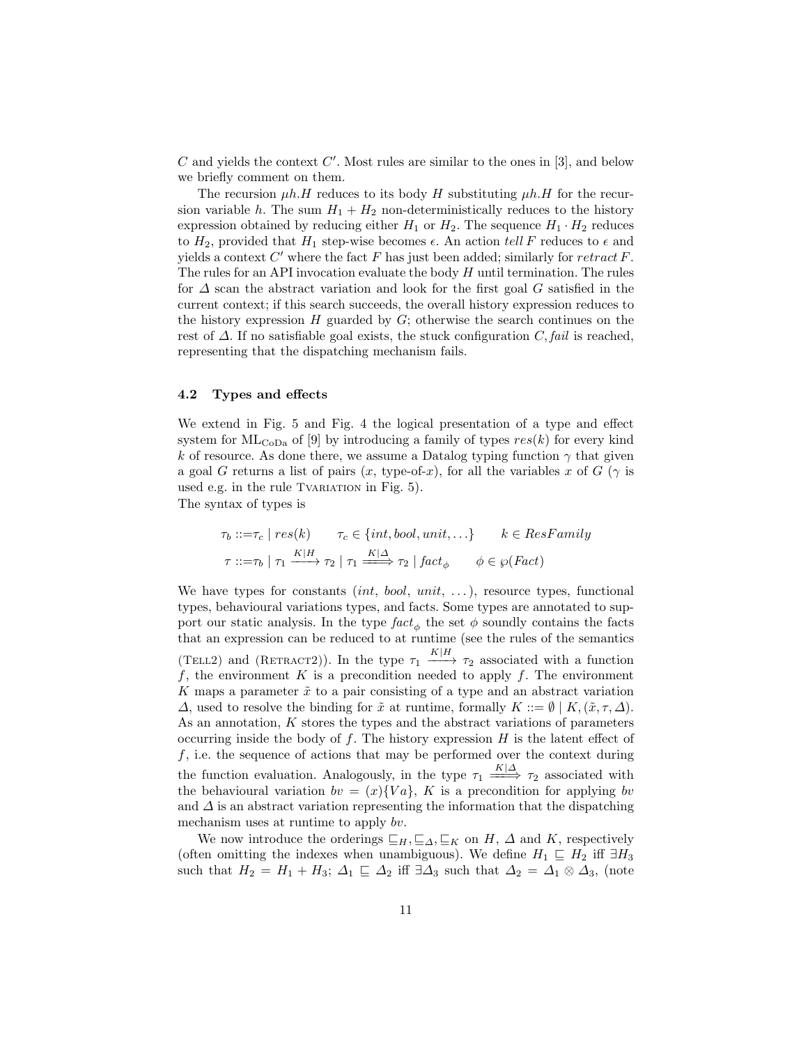$C$ and yields the context $C'$. Most rules are similar to the ones in [3], and below we briefly comment on them.

The recursion $\mu h.H$ reduces to its body $H$ substituting $\mu h.H$ for the recursion variable $h$. The sum $H_1 + H_2$ non-deterministically reduces to the history expression obtained by reducing either $H_1$ or $H_2$. The sequence $H_1 \cdot H_2$ reduces to $H_2$, provided that $H_1$ step-wise becomes $\epsilon$. An action *tell* $F$ reduces to $\epsilon$ and yields a context $C'$ where the fact $F$ has just been added; similarly for *retract* $F$. The rules for an API invocation evaluate the body $H$ until termination. The rules for $\Delta$ scan the abstract variation and look for the first goal $G$ satisfied in the current context; if this search succeeds, the overall history expression reduces to the history expression $H$ guarded by $G$; otherwise the search continues on the rest of $\Delta$. If no satisfiable goal exists, the stuck configuration $C, \mathit{fail}$ is reached, representing that the dispatching mechanism fails.

### 4.2 Types and effects

We extend in Fig. 5 and Fig. 4 the logical presentation of a type and effect system for $\mathrm{ML}_{\mathrm{CoDa}}$ of [9] by introducing a family of types $res(k)$ for every kind $k$ of resource. As done there, we assume a Datalog typing function $\gamma$ that given a goal $G$ returns a list of pairs ($x$, type-of-$x$), for all the variables $x$ of $G$ ($\gamma$ is used e.g. in the rule TVARIATION in Fig. 5).

The syntax of types is

$$\tau_b ::= \tau_c \mid res(k) \qquad \tau_c \in \{int, bool, unit, \ldots\} \qquad k \in ResFamily$$

$$\tau ::= \tau_b \mid \tau_1 \xrightarrow{K|H} \tau_2 \mid \tau_1 \xRightarrow{K|\Delta} \tau_2 \mid fact_\phi \qquad \phi \in \wp(Fact)$$

We have types for constants ($int$, $bool$, $unit$, ...), resource types, functional types, behavioural variations types, and facts. Some types are annotated to support our static analysis. In the type $fact_\phi$ the set $\phi$ soundly contains the facts that an expression can be reduced to at runtime (see the rules of the semantics (TELL2) and (RETRACT2)). In the type $\tau_1 \xrightarrow{K|H} \tau_2$ associated with a function $f$, the environment $K$ is a precondition needed to apply $f$. The environment $K$ maps a parameter $\tilde{x}$ to a pair consisting of a type and an abstract variation $\Delta$, used to resolve the binding for $\tilde{x}$ at runtime, formally $K ::= \emptyset \mid K, (\tilde{x}, \tau, \Delta)$. As an annotation, $K$ stores the types and the abstract variations of parameters occurring inside the body of $f$. The history expression $H$ is the latent effect of $f$, i.e. the sequence of actions that may be performed over the context during the function evaluation. Analogously, in the type $\tau_1 \xRightarrow{K|\Delta} \tau_2$ associated with the behavioural variation $bv = (x)\{Va\}$, $K$ is a precondition for applying $bv$ and $\Delta$ is an abstract variation representing the information that the dispatching mechanism uses at runtime to apply $bv$.

We now introduce the orderings $\sqsubseteq_H, \sqsubseteq_\Delta, \sqsubseteq_K$ on $H$, $\Delta$ and $K$, respectively (often omitting the indexes when unambiguous). We define $H_1 \sqsubseteq H_2$ iff $\exists H_3$ such that $H_2 = H_1 + H_3$; $\Delta_1 \sqsubseteq \Delta_2$ iff $\exists \Delta_3$ such that $\Delta_2 = \Delta_1 \otimes \Delta_3$, (note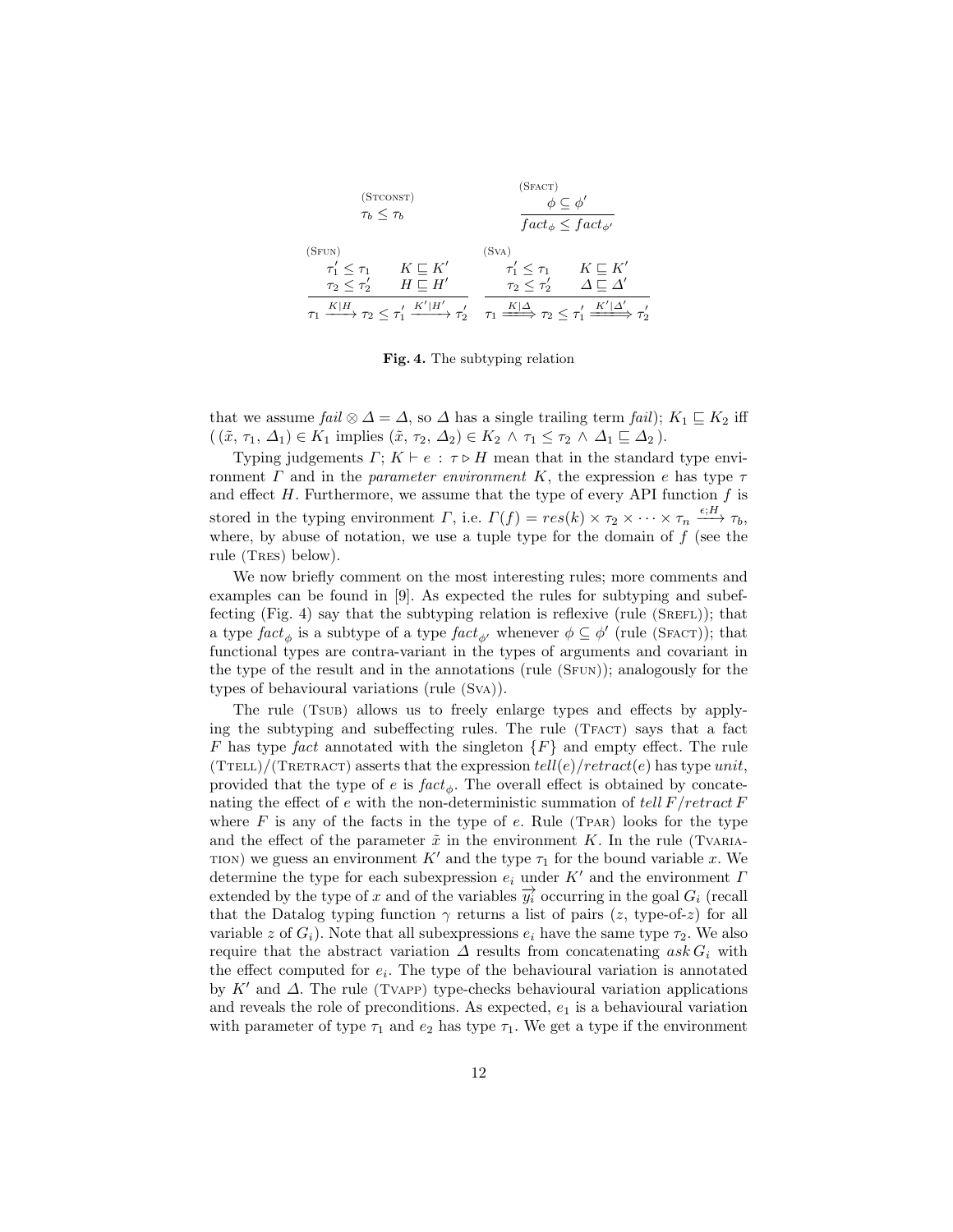$$\text{(Stconst)} \quad \tau_b \leq \tau_b \qquad\qquad \text{(Sfact)} \quad \frac{\phi \subseteq \phi'}{fact_\phi \leq fact_{\phi'}}$$

$$\text{(Sfun)} \quad \frac{\tau_1' \leq \tau_1 \quad K \sqsubseteq K' \quad \tau_2 \leq \tau_2' \quad H \sqsubseteq H'}{\tau_1 \xrightarrow{K|H} \tau_2 \leq \tau_1' \xrightarrow{K'|H'} \tau_2'} \qquad \text{(Sva)} \quad \frac{\tau_1' \leq \tau_1 \quad K \sqsubseteq K' \quad \tau_2 \leq \tau_2' \quad \Delta \sqsubseteq \Delta'}{\tau_1 \xRightarrow{K|\Delta} \tau_2 \leq \tau_1' \xRightarrow{K'|\Delta'} \tau_2'}$$

**Fig. 4.** The subtyping relation

that we assume $fail \otimes \Delta = \Delta$, so $\Delta$ has a single trailing term $fail$); $K_1 \sqsubseteq K_2$ iff $( (\tilde{x}, \tau_1, \Delta_1) \in K_1$ implies $(\tilde{x}, \tau_2, \Delta_2) \in K_2 \wedge \tau_1 \leq \tau_2 \wedge \Delta_1 \sqsubseteq \Delta_2 )$.

Typing judgements $\Gamma; K \vdash e : \tau \triangleright H$ mean that in the standard type environment $\Gamma$ and in the *parameter environment* $K$, the expression $e$ has type $\tau$ and effect $H$. Furthermore, we assume that the type of every API function $f$ is stored in the typing environment $\Gamma$, i.e. $\Gamma(f) = res(k) \times \tau_2 \times \cdots \times \tau_n \xrightarrow{\epsilon;H} \tau_b$, where, by abuse of notation, we use a tuple type for the domain of $f$ (see the rule (Tres) below).

We now briefly comment on the most interesting rules; more comments and examples can be found in [9]. As expected the rules for subtyping and subeffecting (Fig. 4) say that the subtyping relation is reflexive (rule (Srefl)); that a type $fact_\phi$ is a subtype of a type $fact_{\phi'}$ whenever $\phi \subseteq \phi'$ (rule (Sfact)); that functional types are contra-variant in the types of arguments and covariant in the type of the result and in the annotations (rule (Sfun)); analogously for the types of behavioural variations (rule (Sva)).

The rule (Tsub) allows us to freely enlarge types and effects by applying the subtyping and subeffecting rules. The rule (Tfact) says that a fact $F$ has type $fact$ annotated with the singleton $\{F\}$ and empty effect. The rule (Ttell)/(Tretract) asserts that the expression $tell(e)/retract(e)$ has type $unit$, provided that the type of $e$ is $fact_\phi$. The overall effect is obtained by concatenating the effect of $e$ with the non-deterministic summation of $tell\, F/retract\, F$ where $F$ is any of the facts in the type of $e$. Rule (Tpar) looks for the type and the effect of the parameter $\tilde{x}$ in the environment $K$. In the rule (Tvariation) we guess an environment $K'$ and the type $\tau_1$ for the bound variable $x$. We determine the type for each subexpression $e_i$ under $K'$ and the environment $\Gamma$ extended by the type of $x$ and of the variables $\overrightarrow{y_i}$ occurring in the goal $G_i$ (recall that the Datalog typing function $\gamma$ returns a list of pairs ($z$, type-of-$z$) for all variable $z$ of $G_i$). Note that all subexpressions $e_i$ have the same type $\tau_2$. We also require that the abstract variation $\Delta$ results from concatenating $ask\, G_i$ with the effect computed for $e_i$. The type of the behavioural variation is annotated by $K'$ and $\Delta$. The rule (Tvapp) type-checks behavioural variation applications and reveals the role of preconditions. As expected, $e_1$ is a behavioural variation with parameter of type $\tau_1$ and $e_2$ has type $\tau_1$. We get a type if the environment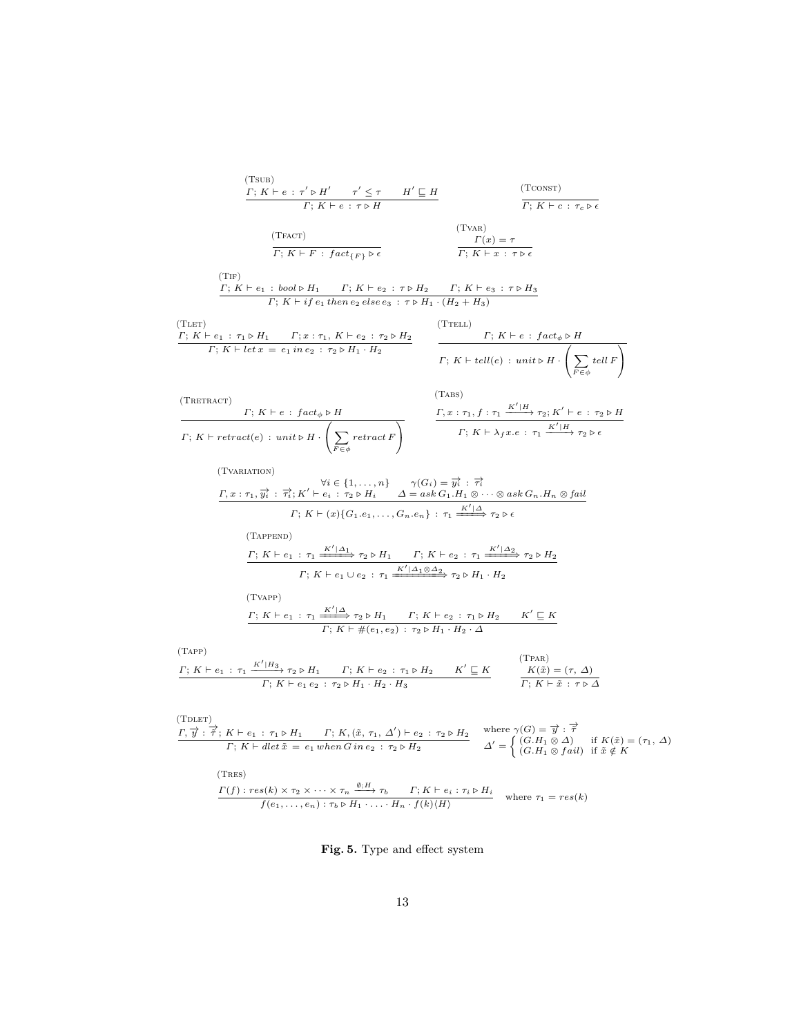(TSUB)

$$\frac{\Gamma;\, K \vdash e \,:\, \tau' \triangleright H' \qquad \tau' \leq \tau \qquad H' \sqsubseteq H}{\Gamma;\, K \vdash e \,:\, \tau \triangleright H}$$

(TCONST)

$$\frac{}{\Gamma;\, K \vdash c \,:\, \tau_c \triangleright \epsilon}$$

(TFACT)

$$\frac{}{\Gamma;\, K \vdash F \,:\, fact_{\{F\}} \triangleright \epsilon}$$

(TVAR)

$$\frac{\Gamma(x) = \tau}{\Gamma;\, K \vdash x \,:\, \tau \triangleright \epsilon}$$

(TIF)

$$\frac{\Gamma;\, K \vdash e_1 \,:\, bool \triangleright H_1 \qquad \Gamma;\, K \vdash e_2 \,:\, \tau \triangleright H_2 \qquad \Gamma;\, K \vdash e_3 \,:\, \tau \triangleright H_3}{\Gamma;\, K \vdash if\, e_1\, then\, e_2\, else\, e_3 \,:\, \tau \triangleright H_1 \cdot (H_2 + H_3)}$$

(TLET)

$$\frac{\Gamma;\, K \vdash e_1 \,:\, \tau_1 \triangleright H_1 \qquad \Gamma; x : \tau_1,\, K \vdash e_2 \,:\, \tau_2 \triangleright H_2}{\Gamma;\, K \vdash let\, x \,=\, e_1\, in\, e_2 \,:\, \tau_2 \triangleright H_1 \cdot H_2}$$

(TTELL)

$$\frac{\Gamma;\, K \vdash e \,:\, fact_\phi \triangleright H}{\Gamma;\, K \vdash tell(e) \,:\, unit \triangleright H \cdot \left( \sum_{F \in \phi} tell\, F \right)}$$

(TRETRACT)

$$\frac{\Gamma;\, K \vdash e \,:\, fact_\phi \triangleright H}{\Gamma;\, K \vdash retract(e) \,:\, unit \triangleright H \cdot \left( \sum_{F \in \phi} retract\, F \right)}$$

(TABS)

$$\frac{\Gamma, x : \tau_1, f : \tau_1 \xrightarrow{K'|H} \tau_2; K' \vdash e \,:\, \tau_2 \triangleright H}{\Gamma;\, K \vdash \lambda_f x.e \,:\, \tau_1 \xrightarrow{K'|H} \tau_2 \triangleright \epsilon}$$

(TVARIATION)

$$\frac{\forall i \in \{1, \ldots, n\} \qquad \gamma(G_i) = \overrightarrow{y_i} \,:\, \overrightarrow{\tau_i} \qquad \Gamma, x : \tau_1, \overrightarrow{y_i} \,:\, \overrightarrow{\tau_i}; K' \vdash e_i \,:\, \tau_2 \triangleright H_i \qquad \Delta = ask\, G_1.H_1 \otimes \cdots \otimes ask\, G_n.H_n \otimes fail}{\Gamma;\, K \vdash (x)\{G_1.e_1, \ldots, G_n.e_n\} \,:\, \tau_1 \xRightarrow{K'|\Delta} \tau_2 \triangleright \epsilon}$$

(TAPPEND)

$$\frac{\Gamma;\, K \vdash e_1 \,:\, \tau_1 \xRightarrow{K'|\Delta_1} \tau_2 \triangleright H_1 \qquad \Gamma;\, K \vdash e_2 \,:\, \tau_1 \xRightarrow{K'|\Delta_2} \tau_2 \triangleright H_2}{\Gamma;\, K \vdash e_1 \cup e_2 \,:\, \tau_1 \xRightarrow{K'|\Delta_1 \otimes \Delta_2} \tau_2 \triangleright H_1 \cdot H_2}$$

(TVAPP)

$$\frac{\Gamma;\, K \vdash e_1 \,:\, \tau_1 \xRightarrow{K'|\Delta} \tau_2 \triangleright H_1 \qquad \Gamma;\, K \vdash e_2 \,:\, \tau_1 \triangleright H_2 \qquad K' \sqsubseteq K}{\Gamma;\, K \vdash \#(e_1, e_2) \,:\, \tau_2 \triangleright H_1 \cdot H_2 \cdot \Delta}$$

(TAPP)

$$\frac{\Gamma;\, K \vdash e_1 \,:\, \tau_1 \xrightarrow{K'|H_3} \tau_2 \triangleright H_1 \qquad \Gamma;\, K \vdash e_2 \,:\, \tau_1 \triangleright H_2 \qquad K' \sqsubseteq K}{\Gamma;\, K \vdash e_1\, e_2 \,:\, \tau_2 \triangleright H_1 \cdot H_2 \cdot H_3}$$

(TPAR)

$$\frac{K(\tilde{x}) = (\tau,\, \Delta)}{\Gamma;\, K \vdash \tilde{x} \,:\, \tau \triangleright \Delta}$$

(TDLET)

$$\frac{\Gamma, \overrightarrow{y} \,:\, \overrightarrow{\tau};\, K \vdash e_1 \,:\, \tau_1 \triangleright H_1 \qquad \Gamma;\, K, (\tilde{x}, \tau_1,\, \Delta') \vdash e_2 \,:\, \tau_2 \triangleright H_2}{\Gamma;\, K \vdash dlet\, \tilde{x} \,=\, e_1\, when\, G\, in\, e_2 \,:\, \tau_2 \triangleright H_2} \quad \text{where } \gamma(G) = \overrightarrow{y} \,:\, \overrightarrow{\tau} \quad \Delta' = \begin{cases} (G.H_1 \otimes \Delta) & \text{if } K(\tilde{x}) = (\tau_1,\, \Delta) \\ (G.H_1 \otimes fail) & \text{if } \tilde{x} \notin K \end{cases}$$

(TRES)

$$\frac{\Gamma(f) : res(k) \times \tau_2 \times \cdots \times \tau_n \xrightarrow{\emptyset;H} \tau_b \qquad \Gamma; K \vdash e_i : \tau_i \triangleright H_i}{f(e_1, \ldots, e_n) : \tau_b \triangleright H_1 \cdot \ldots \cdot H_n \cdot f(k)\langle H \rangle} \quad \text{where } \tau_1 = res(k)$$

**Fig. 5.** Type and effect system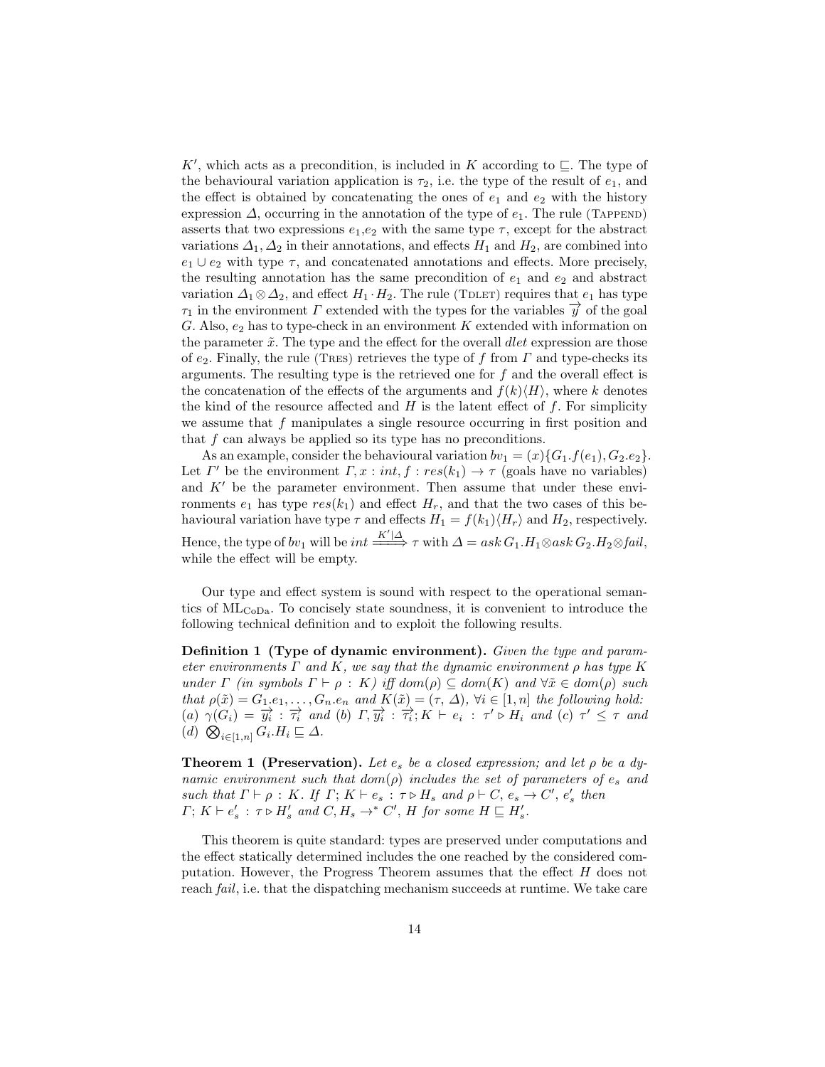$K'$, which acts as a precondition, is included in $K$ according to $\sqsubseteq$. The type of the behavioural variation application is $\tau_2$, i.e. the type of the result of $e_1$, and the effect is obtained by concatenating the ones of $e_1$ and $e_2$ with the history expression $\Delta$, occurring in the annotation of the type of $e_1$. The rule (Tappend) asserts that two expressions $e_1$,$e_2$ with the same type $\tau$, except for the abstract variations $\Delta_1, \Delta_2$ in their annotations, and effects $H_1$ and $H_2$, are combined into $e_1 \cup e_2$ with type $\tau$, and concatenated annotations and effects. More precisely, the resulting annotation has the same precondition of $e_1$ and $e_2$ and abstract variation $\Delta_1 \otimes \Delta_2$, and effect $H_1 \cdot H_2$. The rule (Tdlet) requires that $e_1$ has type $\tau_1$ in the environment $\Gamma$ extended with the types for the variables $\overrightarrow{y}$ of the goal $G$. Also, $e_2$ has to type-check in an environment $K$ extended with information on the parameter $\tilde{x}$. The type and the effect for the overall *dlet* expression are those of $e_2$. Finally, the rule (Tres) retrieves the type of $f$ from $\Gamma$ and type-checks its arguments. The resulting type is the retrieved one for $f$ and the overall effect is the concatenation of the effects of the arguments and $f(k)\langle H \rangle$, where $k$ denotes the kind of the resource affected and $H$ is the latent effect of $f$. For simplicity we assume that $f$ manipulates a single resource occurring in first position and that $f$ can always be applied so its type has no preconditions.

As an example, consider the behavioural variation $bv_1 = (x)\{G_1.f(e_1), G_2.e_2\}$. Let $\Gamma'$ be the environment $\Gamma, x : int, f : res(k_1) \to \tau$ (goals have no variables) and $K'$ be the parameter environment. Then assume that under these environments $e_1$ has type $res(k_1)$ and effect $H_r$, and that the two cases of this behavioural variation have type $\tau$ and effects $H_1 = f(k_1)\langle H_r \rangle$ and $H_2$, respectively. Hence, the type of $bv_1$ will be $int \xRightarrow{K'|\Delta} \tau$ with $\Delta = ask\, G_1.H_1 \otimes ask\, G_2.H_2 \otimes fail$, while the effect will be empty.

Our type and effect system is sound with respect to the operational semantics of $\text{ML}_{\text{CoDa}}$. To concisely state soundness, it is convenient to introduce the following technical definition and to exploit the following results.

**Definition 1 (Type of dynamic environment).** *Given the type and parameter environments $\Gamma$ and $K$, we say that the dynamic environment $\rho$ has type $K$ under $\Gamma$ (in symbols $\Gamma \vdash \rho : K$) iff $dom(\rho) \subseteq dom(K)$ and $\forall \tilde{x} \in dom(\rho)$ such that $\rho(\tilde{x}) = G_1.e_1, \ldots, G_n.e_n$ and $K(\tilde{x}) = (\tau, \Delta)$, $\forall i \in [1, n]$ the following hold: (a) $\gamma(G_i) = \overrightarrow{y_i} : \overrightarrow{\tau_i}$ and (b) $\Gamma, \overrightarrow{y_i} : \overrightarrow{\tau_i}; K \vdash e_i : \tau' \triangleright H_i$ and (c) $\tau' \leq \tau$ and (d) $\bigotimes_{i \in [1,n]} G_i.H_i \sqsubseteq \Delta$.*

**Theorem 1 (Preservation).** *Let $e_s$ be a closed expression; and let $\rho$ be a dynamic environment such that $dom(\rho)$ includes the set of parameters of $e_s$ and such that $\Gamma \vdash \rho : K$. If $\Gamma; K \vdash e_s : \tau \triangleright H_s$ and $\rho \vdash C, e_s \to C', e'_s$ then $\Gamma; K \vdash e'_s : \tau \triangleright H'_s$ and $C, H_s \to^* C', H$ for some $H \sqsubseteq H'_s$.*

This theorem is quite standard: types are preserved under computations and the effect statically determined includes the one reached by the considered computation. However, the Progress Theorem assumes that the effect $H$ does not reach *fail*, i.e. that the dispatching mechanism succeeds at runtime. We take care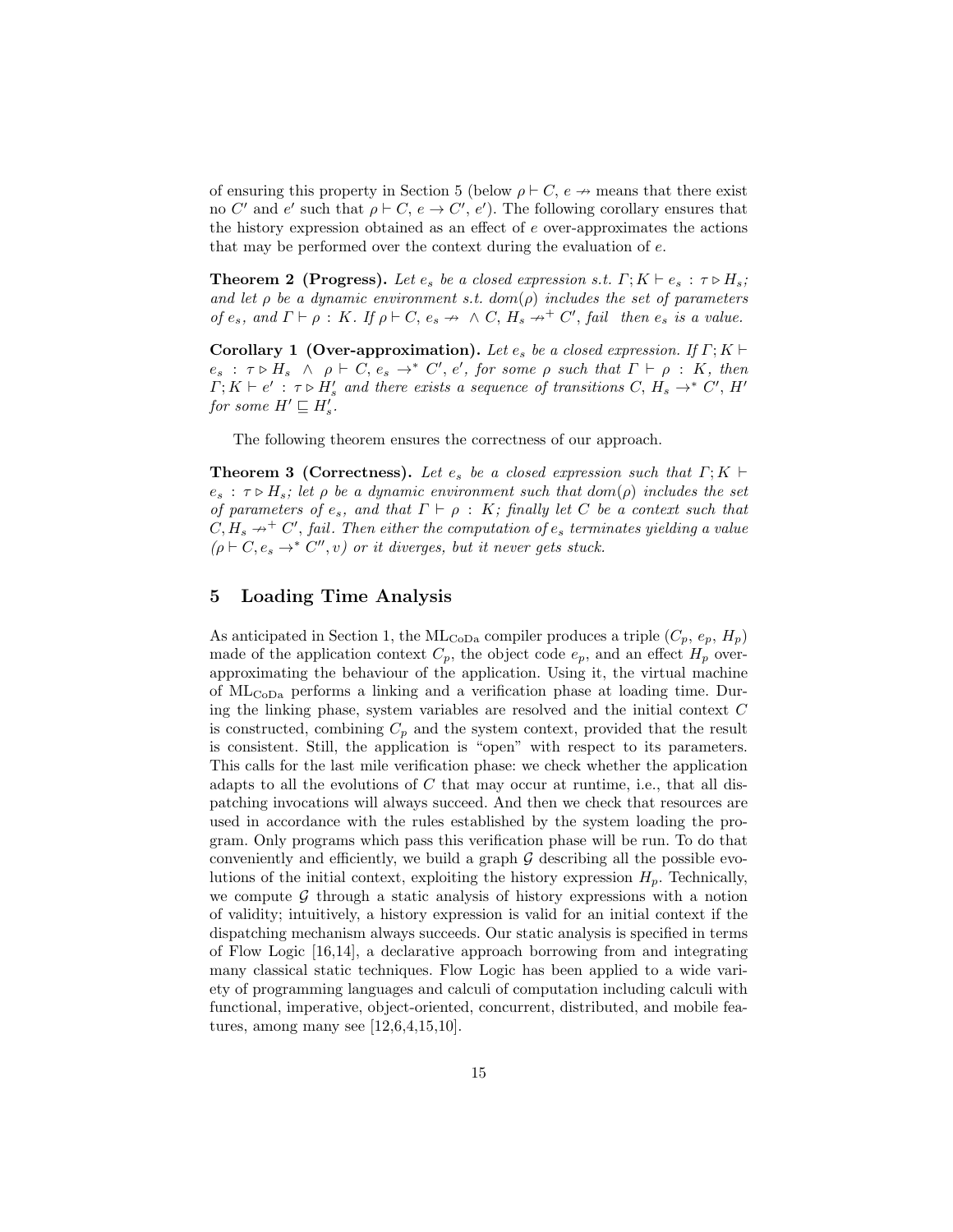of ensuring this property in Section 5 (below $\rho \vdash C,\, e \nrightarrow$ means that there exist no $C'$ and $e'$ such that $\rho \vdash C,\, e \rightarrow C',\, e'$). The following corollary ensures that the history expression obtained as an effect of $e$ over-approximates the actions that may be performed over the context during the evaluation of $e$.

**Theorem 2 (Progress).** *Let $e_s$ be a closed expression s.t. $\Gamma; K \vdash e_s : \tau \triangleright H_s$; and let $\rho$ be a dynamic environment s.t. $dom(\rho)$ includes the set of parameters of $e_s$, and $\Gamma \vdash \rho : K$. If $\rho \vdash C,\, e_s \nrightarrow \;\wedge\; C,\, H_s \nrightarrow^{+} C',\, fail$ then $e_s$ is a value.*

**Corollary 1 (Over-approximation).** *Let $e_s$ be a closed expression. If $\Gamma; K \vdash e_s : \tau \triangleright H_s \;\wedge\; \rho \vdash C,\, e_s \rightarrow^{*} C',\, e'$, for some $\rho$ such that $\Gamma \vdash \rho : K$, then $\Gamma; K \vdash e' : \tau \triangleright H'_s$ and there exists a sequence of transitions $C,\, H_s \rightarrow^{*} C',\, H'$ for some $H' \sqsubseteq H'_s$.*

The following theorem ensures the correctness of our approach.

**Theorem 3 (Correctness).** *Let $e_s$ be a closed expression such that $\Gamma; K \vdash e_s : \tau \triangleright H_s$; let $\rho$ be a dynamic environment such that $dom(\rho)$ includes the set of parameters of $e_s$, and that $\Gamma \vdash \rho : K$; finally let $C$ be a context such that $C, H_s \nrightarrow^{+} C',\, fail$. Then either the computation of $e_s$ terminates yielding a value $(\rho \vdash C, e_s \rightarrow^{*} C'', v)$ or it diverges, but it never gets stuck.*

## 5 Loading Time Analysis

As anticipated in Section 1, the $\text{ML}_{\text{CoDa}}$ compiler produces a triple ($C_p$, $e_p$, $H_p$) made of the application context $C_p$, the object code $e_p$, and an effect $H_p$ over-approximating the behaviour of the application. Using it, the virtual machine of $\text{ML}_{\text{CoDa}}$ performs a linking and a verification phase at loading time. During the linking phase, system variables are resolved and the initial context $C$ is constructed, combining $C_p$ and the system context, provided that the result is consistent. Still, the application is "open" with respect to its parameters. This calls for the last mile verification phase: we check whether the application adapts to all the evolutions of $C$ that may occur at runtime, i.e., that all dispatching invocations will always succeed. And then we check that resources are used in accordance with the rules established by the system loading the program. Only programs which pass this verification phase will be run. To do that conveniently and efficiently, we build a graph $\mathcal{G}$ describing all the possible evolutions of the initial context, exploiting the history expression $H_p$. Technically, we compute $\mathcal{G}$ through a static analysis of history expressions with a notion of validity; intuitively, a history expression is valid for an initial context if the dispatching mechanism always succeeds. Our static analysis is specified in terms of Flow Logic [16,14], a declarative approach borrowing from and integrating many classical static techniques. Flow Logic has been applied to a wide variety of programming languages and calculi of computation including calculi with functional, imperative, object-oriented, concurrent, distributed, and mobile features, among many see [12,6,4,15,10].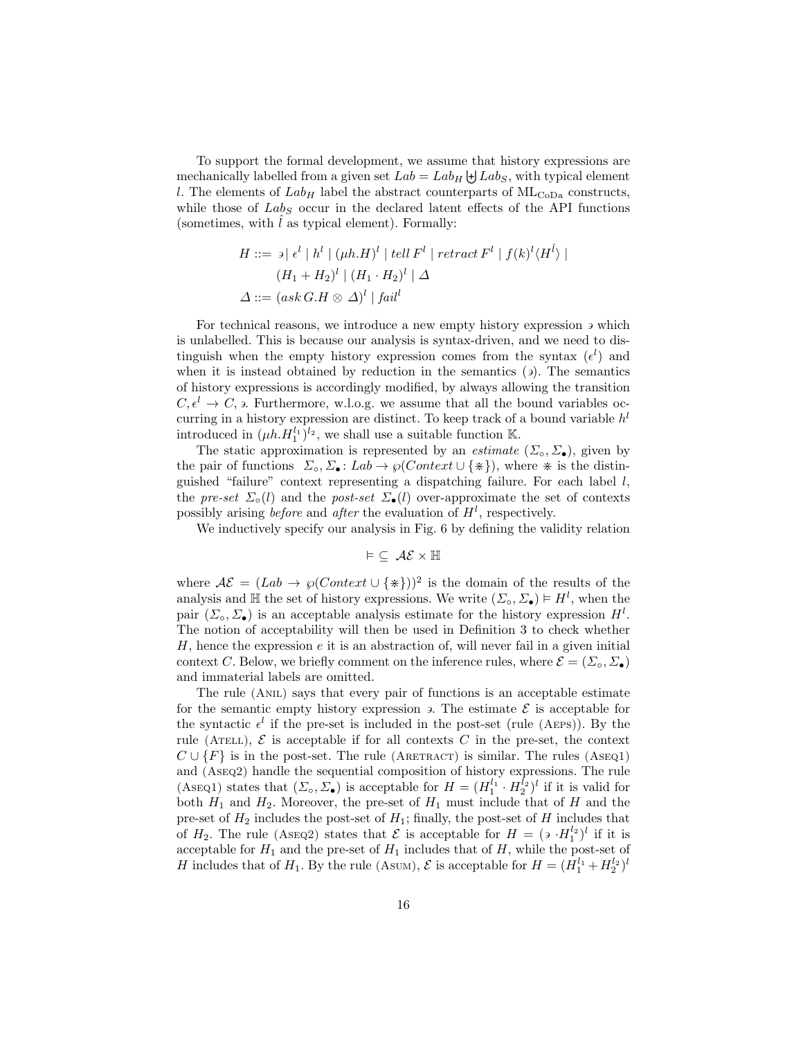To support the formal development, we assume that history expressions are mechanically labelled from a given set $Lab = Lab_H \uplus Lab_S$, with typical element $l$. The elements of $Lab_H$ label the abstract counterparts of $\mathrm{ML_{CoDa}}$ constructs, while those of $Lab_S$ occur in the declared latent effects of the API functions (sometimes, with $\hat{l}$ as typical element). Formally:

$$
\begin{aligned}
H &::= \ni \mid \epsilon^l \mid h^l \mid (\mu h.H)^l \mid tell\, F^l \mid retract\, F^l \mid f(k)^l\langle H^{\hat{l}} \rangle \mid \\
&\quad\;\; (H_1 + H_2)^l \mid (H_1 \cdot H_2)^l \mid \Delta \\
\Delta &::= (ask\, G.H \otimes \Delta)^l \mid fail^l
\end{aligned}
$$

For technical reasons, we introduce a new empty history expression $\ni$ which is unlabelled. This is because our analysis is syntax-driven, and we need to distinguish when the empty history expression comes from the syntax ($\epsilon^l$) and when it is instead obtained by reduction in the semantics ($\ni$). The semantics of history expressions is accordingly modified, by always allowing the transition $C, \epsilon^l \to C, \ni$. Furthermore, w.l.o.g. we assume that all the bound variables occurring in a history expression are distinct. To keep track of a bound variable $h^l$ introduced in $(\mu h.H_1^{l_1})^{l_2}$, we shall use a suitable function $\mathbb{K}$.

The static approximation is represented by an *estimate* $(\Sigma_\circ, \Sigma_\bullet)$, given by the pair of functions $\Sigma_\circ, \Sigma_\bullet \colon Lab \to \wp(Context \cup \{\divideontimes\})$, where $\divideontimes$ is the distinguished "failure" context representing a dispatching failure. For each label $l$, the *pre-set* $\Sigma_\circ(l)$ and the *post-set* $\Sigma_\bullet(l)$ over-approximate the set of contexts possibly arising *before* and *after* the evaluation of $H^l$, respectively.

We inductively specify our analysis in Fig. 6 by defining the validity relation

$$\vDash \;\subseteq\; \mathcal{AE} \times \mathbb{H}$$

where $\mathcal{AE} = (Lab \to \wp(Context \cup \{\divideontimes\}))^2$ is the domain of the results of the analysis and $\mathbb{H}$ the set of history expressions. We write $(\Sigma_\circ, \Sigma_\bullet) \vDash H^l$, when the pair $(\Sigma_\circ, \Sigma_\bullet)$ is an acceptable analysis estimate for the history expression $H^l$. The notion of acceptability will then be used in Definition 3 to check whether $H$, hence the expression $e$ it is an abstraction of, will never fail in a given initial context $C$. Below, we briefly comment on the inference rules, where $\mathcal{E} = (\Sigma_\circ, \Sigma_\bullet)$ and immaterial labels are omitted.

The rule (Anil) says that every pair of functions is an acceptable estimate for the semantic empty history expression $\ni$. The estimate $\mathcal{E}$ is acceptable for the syntactic $\epsilon^l$ if the pre-set is included in the post-set (rule (Aeps)). By the rule (Atell), $\mathcal{E}$ is acceptable if for all contexts $C$ in the pre-set, the context $C \cup \{F\}$ is in the post-set. The rule (Aretract) is similar. The rules (Aseq1) and (Aseq2) handle the sequential composition of history expressions. The rule (Aseq1) states that $(\Sigma_\circ, \Sigma_\bullet)$ is acceptable for $H = (H_1^{l_1} \cdot H_2^{l_2})^l$ if it is valid for both $H_1$ and $H_2$. Moreover, the pre-set of $H_1$ must include that of $H$ and the pre-set of $H_2$ includes the post-set of $H_1$; finally, the post-set of $H$ includes that of $H_2$. The rule (Aseq2) states that $\mathcal{E}$ is acceptable for $H = (\ni \cdot H_1^{l_2})^l$ if it is acceptable for $H_1$ and the pre-set of $H_1$ includes that of $H$, while the post-set of $H$ includes that of $H_1$. By the rule (Asum), $\mathcal{E}$ is acceptable for $H = (H_1^{l_1} + H_2^{l_2})^l$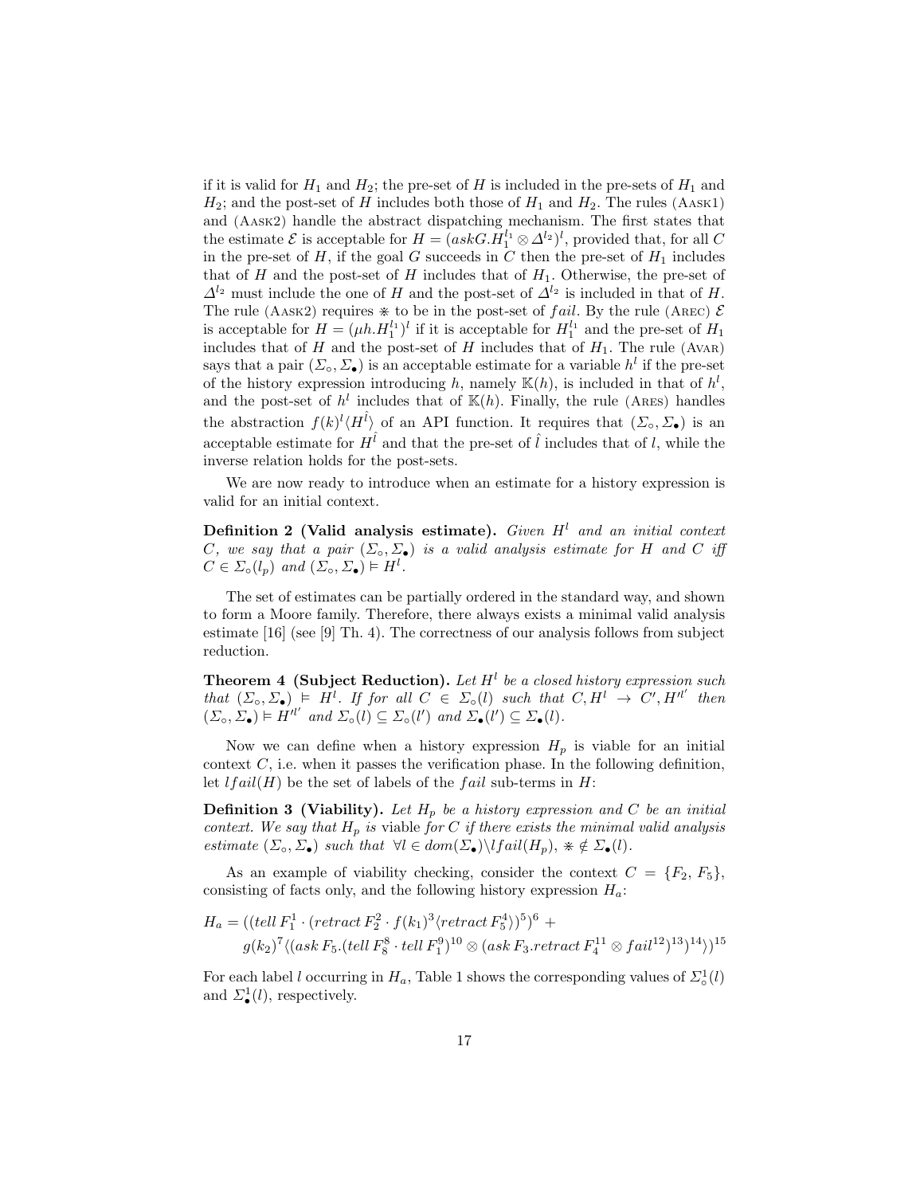if it is valid for $H_1$ and $H_2$; the pre-set of $H$ is included in the pre-sets of $H_1$ and $H_2$; and the post-set of $H$ includes both those of $H_1$ and $H_2$. The rules (Aask1) and (Aask2) handle the abstract dispatching mechanism. The first states that the estimate $\mathcal{E}$ is acceptable for $H = (askG.H_1^{l_1} \otimes \Delta^{l_2})^l$, provided that, for all $C$ in the pre-set of $H$, if the goal $G$ succeeds in $C$ then the pre-set of $H_1$ includes that of $H$ and the post-set of $H$ includes that of $H_1$. Otherwise, the pre-set of $\Delta^{l_2}$ must include the one of $H$ and the post-set of $\Delta^{l_2}$ is included in that of $H$. The rule (Aask2) requires $\divideontimes$ to be in the post-set of $fail$. By the rule (Arec) $\mathcal{E}$ is acceptable for $H = (\mu h.H_1^{l_1})^l$ if it is acceptable for $H_1^{l_1}$ and the pre-set of $H_1$ includes that of $H$ and the post-set of $H$ includes that of $H_1$. The rule (Avar) says that a pair $(\Sigma_\circ, \Sigma_\bullet)$ is an acceptable estimate for a variable $h^l$ if the pre-set of the history expression introducing $h$, namely $\mathbb{K}(h)$, is included in that of $h^l$, and the post-set of $h^l$ includes that of $\mathbb{K}(h)$. Finally, the rule (Ares) handles the abstraction $f(k)^l\langle H^{\hat{l}}\rangle$ of an API function. It requires that $(\Sigma_\circ, \Sigma_\bullet)$ is an acceptable estimate for $H^{\hat{l}}$ and that the pre-set of $\hat{l}$ includes that of $l$, while the inverse relation holds for the post-sets.

We are now ready to introduce when an estimate for a history expression is valid for an initial context.

**Definition 2 (Valid analysis estimate).** *Given $H^l$ and an initial context $C$, we say that a pair $(\Sigma_\circ, \Sigma_\bullet)$ is a valid analysis estimate for $H$ and $C$ iff $C \in \Sigma_\circ(l_p)$ and $(\Sigma_\circ, \Sigma_\bullet) \vDash H^l$.*

The set of estimates can be partially ordered in the standard way, and shown to form a Moore family. Therefore, there always exists a minimal valid analysis estimate [16] (see [9] Th. 4). The correctness of our analysis follows from subject reduction.

**Theorem 4 (Subject Reduction).** *Let $H^l$ be a closed history expression such that $(\Sigma_\circ, \Sigma_\bullet) \vDash H^l$. If for all $C \in \Sigma_\circ(l)$ such that $C, H^l \to C', H'^{l'}$ then $(\Sigma_\circ, \Sigma_\bullet) \vDash H'^{l'}$ and $\Sigma_\circ(l) \subseteq \Sigma_\circ(l')$ and $\Sigma_\bullet(l') \subseteq \Sigma_\bullet(l)$.*

Now we can define when a history expression $H_p$ is viable for an initial context $C$, i.e. when it passes the verification phase. In the following definition, let $lfail(H)$ be the set of labels of the $fail$ sub-terms in $H$:

**Definition 3 (Viability).** *Let $H_p$ be a history expression and $C$ be an initial context. We say that $H_p$ is* viable *for $C$ if there exists the minimal valid analysis estimate $(\Sigma_\circ, \Sigma_\bullet)$ such that $\forall l \in dom(\Sigma_\bullet) \backslash lfail(H_p)$, $\divideontimes \notin \Sigma_\bullet(l)$.*

As an example of viability checking, consider the context $C = \{F_2, F_5\}$, consisting of facts only, and the following history expression $H_a$:

$$H_a = ((tell\, F_1^1 \cdot (retract\, F_2^2 \cdot f(k_1)^3 \langle retract\, F_5^4 \rangle)^5)^6 +$$
$$g(k_2)^7 \langle (ask\, F_5.(tell\, F_8^8 \cdot tell\, F_1^9)^{10} \otimes (ask\, F_3.retract\, F_4^{11} \otimes fail^{12})^{13})^{14} \rangle)^{15}$$

For each label $l$ occurring in $H_a$, Table 1 shows the corresponding values of $\Sigma_\circ^1(l)$ and $\Sigma_\bullet^1(l)$, respectively.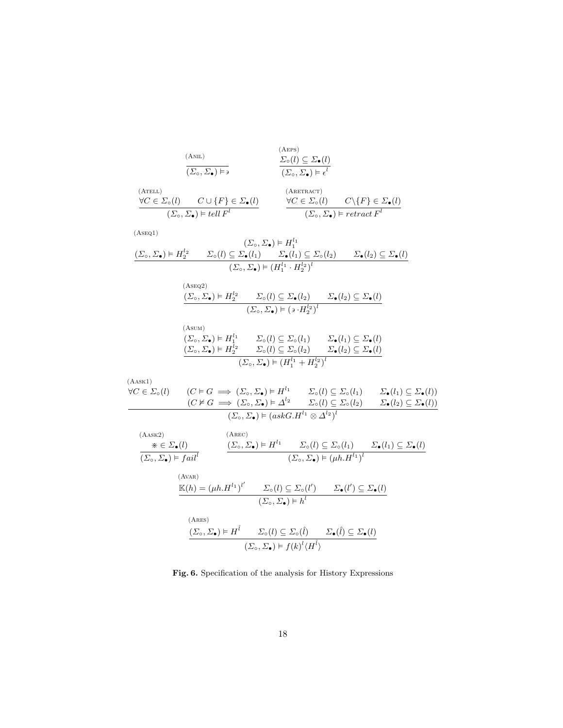$$\frac{(\text{ANIL})}{(\Sigma_\circ, \Sigma_\bullet) \models \ni}$$

$$\frac{\Sigma_\circ(l) \subseteq \Sigma_\bullet(l)}{(\Sigma_\circ, \Sigma_\bullet) \models \epsilon^l} \;(\text{AEPS})$$

$$(\text{ATELL})\quad \frac{\forall C \in \Sigma_\circ(l) \qquad C \cup \{F\} \in \Sigma_\bullet(l)}{(\Sigma_\circ, \Sigma_\bullet) \models \mathit{tell}\, F^l}$$

$$(\text{ARETRACT})\quad \frac{\forall C \in \Sigma_\circ(l) \qquad C \backslash \{F\} \in \Sigma_\bullet(l)}{(\Sigma_\circ, \Sigma_\bullet) \models \mathit{retract}\, F^l}$$

$$(\text{ASEQ1})\quad \frac{\begin{array}{c}(\Sigma_\circ, \Sigma_\bullet) \models H_1^{l_1} \\ (\Sigma_\circ, \Sigma_\bullet) \models H_2^{l_2} \qquad \Sigma_\circ(l) \subseteq \Sigma_\bullet(l_1) \qquad \Sigma_\bullet(l_1) \subseteq \Sigma_\circ(l_2) \qquad \Sigma_\bullet(l_2) \subseteq \Sigma_\bullet(l)\end{array}}{(\Sigma_\circ, \Sigma_\bullet) \models (H_1^{l_1} \cdot H_2^{l_2})^l}$$

$$(\text{ASEQ2})\quad \frac{(\Sigma_\circ, \Sigma_\bullet) \models H_2^{l_2} \qquad \Sigma_\circ(l) \subseteq \Sigma_\bullet(l_2) \qquad \Sigma_\bullet(l_2) \subseteq \Sigma_\bullet(l)}{(\Sigma_\circ, \Sigma_\bullet) \models (\ni \cdot H_2^{l_2})^l}$$

$$(\text{ASUM})\quad \frac{\begin{array}{ccc}(\Sigma_\circ, \Sigma_\bullet) \models H_1^{l_1} & \Sigma_\circ(l) \subseteq \Sigma_\circ(l_1) & \Sigma_\bullet(l_1) \subseteq \Sigma_\bullet(l) \\ (\Sigma_\circ, \Sigma_\bullet) \models H_2^{l_2} & \Sigma_\circ(l) \subseteq \Sigma_\circ(l_2) & \Sigma_\bullet(l_2) \subseteq \Sigma_\bullet(l)\end{array}}{(\Sigma_\circ, \Sigma_\bullet) \models (H_1^{l_1} + H_2^{l_2})^l}$$

$$(\text{AASK1})\quad \frac{\begin{array}{llll}\forall C \in \Sigma_\circ(l) & (C \models G \implies (\Sigma_\circ, \Sigma_\bullet) \models H^{l_1} & \Sigma_\circ(l) \subseteq \Sigma_\circ(l_1) & \Sigma_\bullet(l_1) \subseteq \Sigma_\bullet(l)) \\ & (C \not\models G \implies (\Sigma_\circ, \Sigma_\bullet) \models \Delta^{l_2} & \Sigma_\circ(l) \subseteq \Sigma_\circ(l_2) & \Sigma_\bullet(l_2) \subseteq \Sigma_\bullet(l))\end{array}}{(\Sigma_\circ, \Sigma_\bullet) \models (askG.H^{l_1} \otimes \Delta^{l_2})^l}$$

$$(\text{AASK2})\quad \frac{\divideontimes \in \Sigma_\bullet(l)}{(\Sigma_\circ, \Sigma_\bullet) \models \mathit{fail}^l}$$

$$(\text{AREC})\quad \frac{(\Sigma_\circ, \Sigma_\bullet) \models H^{l_1} \qquad \Sigma_\circ(l) \subseteq \Sigma_\circ(l_1) \qquad \Sigma_\bullet(l_1) \subseteq \Sigma_\bullet(l)}{(\Sigma_\circ, \Sigma_\bullet) \models (\mu h.H^{l_1})^l}$$

$$(\text{AVAR})\quad \frac{\mathbb{K}(h) = (\mu h.H^{l_1})^{l'} \qquad \Sigma_\circ(l) \subseteq \Sigma_\circ(l') \qquad \Sigma_\bullet(l') \subseteq \Sigma_\bullet(l)}{(\Sigma_\circ, \Sigma_\bullet) \models h^l}$$

$$(\text{ARES})\quad \frac{(\Sigma_\circ, \Sigma_\bullet) \models H^{\hat{l}} \qquad \Sigma_\circ(l) \subseteq \Sigma_\circ(\hat{l}) \qquad \Sigma_\bullet(\hat{l}) \subseteq \Sigma_\bullet(l)}{(\Sigma_\circ, \Sigma_\bullet) \models f(k)^l \langle H^{\hat{l}} \rangle}$$

**Fig. 6.** Specification of the analysis for History Expressions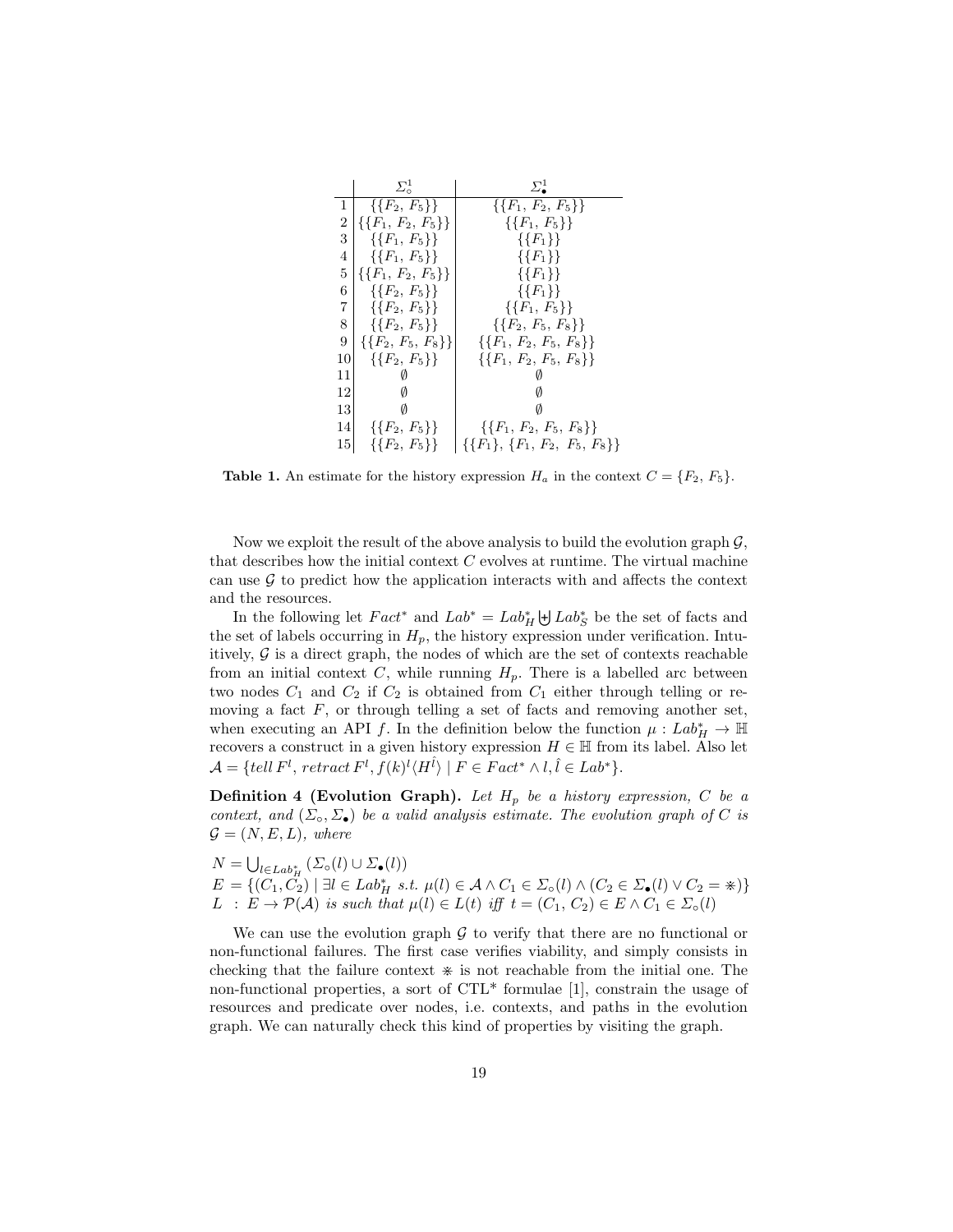| | $\Sigma^1_\circ$ | $\Sigma^1_\bullet$ |
|---|---|---|
| 1 | $\{\{F_2, F_5\}\}$ | $\{\{F_1, F_2, F_5\}\}$ |
| 2 | $\{\{F_1, F_2, F_5\}\}$ | $\{\{F_1, F_5\}\}$ |
| 3 | $\{\{F_1, F_5\}\}$ | $\{\{F_1\}\}$ |
| 4 | $\{\{F_1, F_5\}\}$ | $\{\{F_1\}\}$ |
| 5 | $\{\{F_1, F_2, F_5\}\}$ | $\{\{F_1\}\}$ |
| 6 | $\{\{F_2, F_5\}\}$ | $\{\{F_1\}\}$ |
| 7 | $\{\{F_2, F_5\}\}$ | $\{\{F_1, F_5\}\}$ |
| 8 | $\{\{F_2, F_5\}\}$ | $\{\{F_2, F_5, F_8\}\}$ |
| 9 | $\{\{F_2, F_5, F_8\}\}$ | $\{\{F_1, F_2, F_5, F_8\}\}$ |
| 10 | $\{\{F_2, F_5\}\}$ | $\{\{F_1, F_2, F_5, F_8\}\}$ |
| 11 | $\emptyset$ | $\emptyset$ |
| 12 | $\emptyset$ | $\emptyset$ |
| 13 | $\emptyset$ | $\emptyset$ |
| 14 | $\{\{F_2, F_5\}\}$ | $\{\{F_1, F_2, F_5, F_8\}\}$ |
| 15 | $\{\{F_2, F_5\}\}$ | $\{\{F_1\}, \{F_1, F_2, F_5, F_8\}\}$ |

**Table 1.** An estimate for the history expression $H_a$ in the context $C = \{F_2, F_5\}$.

Now we exploit the result of the above analysis to build the evolution graph $\mathcal{G}$, that describes how the initial context $C$ evolves at runtime. The virtual machine can use $\mathcal{G}$ to predict how the application interacts with and affects the context and the resources.

In the following let $Fact^*$ and $Lab^* = Lab^*_H \uplus Lab^*_S$ be the set of facts and the set of labels occurring in $H_p$, the history expression under verification. Intuitively, $\mathcal{G}$ is a direct graph, the nodes of which are the set of contexts reachable from an initial context $C$, while running $H_p$. There is a labelled arc between two nodes $C_1$ and $C_2$ if $C_2$ is obtained from $C_1$ either through telling or removing a fact $F$, or through telling a set of facts and removing another set, when executing an API $f$. In the definition below the function $\mu : Lab^*_H \to \mathbb{H}$ recovers a construct in a given history expression $H \in \mathbb{H}$ from its label. Also let $\mathcal{A} = \{tell\, F^l,\, retract\, F^l, f(k)^l\langle H^{\hat{l}}\rangle \mid F \in Fact^* \wedge l, \hat{l} \in Lab^*\}$.

**Definition 4 (Evolution Graph).** *Let $H_p$ be a history expression, $C$ be a context, and $(\Sigma_\circ, \Sigma_\bullet)$ be a valid analysis estimate. The evolution graph of $C$ is $\mathcal{G} = (N, E, L)$, where*

$$
\begin{aligned}
N &= \bigcup_{l \in Lab^*_H} (\Sigma_\circ(l) \cup \Sigma_\bullet(l)) \\
E &= \{(C_1, C_2) \mid \exists l \in Lab^*_H \text{ s.t. } \mu(l) \in \mathcal{A} \wedge C_1 \in \Sigma_\circ(l) \wedge (C_2 \in \Sigma_\bullet(l) \vee C_2 = \circledast)\} \\
L &: E \to \mathcal{P}(\mathcal{A}) \text{ is such that } \mu(l) \in L(t) \text{ iff } t = (C_1, C_2) \in E \wedge C_1 \in \Sigma_\circ(l)
\end{aligned}
$$

We can use the evolution graph $\mathcal{G}$ to verify that there are no functional or non-functional failures. The first case verifies viability, and simply consists in checking that the failure context $\circledast$ is not reachable from the initial one. The non-functional properties, a sort of CTL* formulae [1], constrain the usage of resources and predicate over nodes, i.e. contexts, and paths in the evolution graph. We can naturally check this kind of properties by visiting the graph.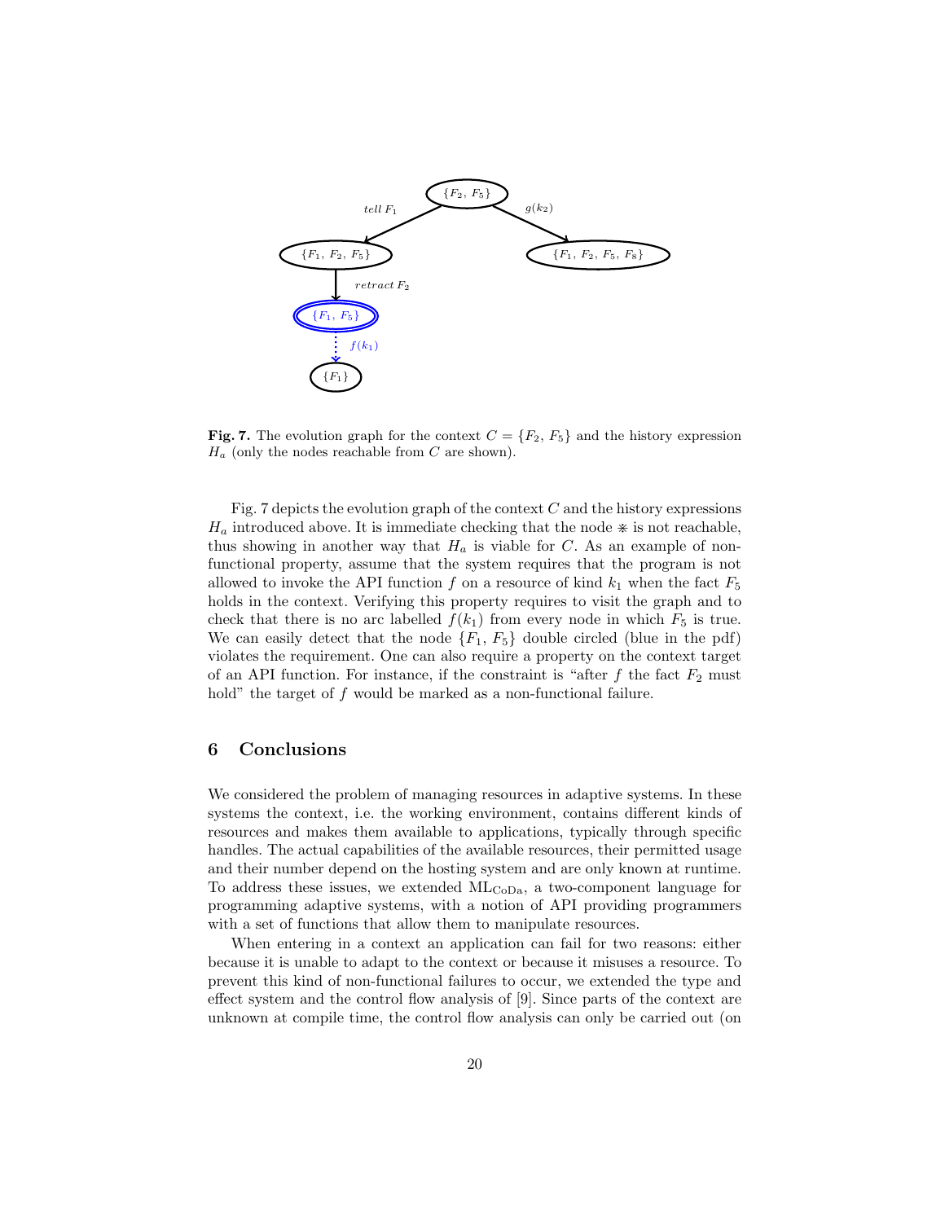**Fig. 7.** The evolution graph for the context $C = \{F_2, F_5\}$ and the history expression $H_a$ (only the nodes reachable from $C$ are shown).

Fig. 7 depicts the evolution graph of the context $C$ and the history expressions $H_a$ introduced above. It is immediate checking that the node $\circledast$ is not reachable, thus showing in another way that $H_a$ is viable for $C$. As an example of non-functional property, assume that the system requires that the program is not allowed to invoke the API function $f$ on a resource of kind $k_1$ when the fact $F_5$ holds in the context. Verifying this property requires to visit the graph and to check that there is no arc labelled $f(k_1)$ from every node in which $F_5$ is true. We can easily detect that the node $\{F_1, F_5\}$ double circled (blue in the pdf) violates the requirement. One can also require a property on the context target of an API function. For instance, if the constraint is "after $f$ the fact $F_2$ must hold" the target of $f$ would be marked as a non-functional failure.

## 6 Conclusions

We considered the problem of managing resources in adaptive systems. In these systems the context, i.e. the working environment, contains different kinds of resources and makes them available to applications, typically through specific handles. The actual capabilities of the available resources, their permitted usage and their number depend on the hosting system and are only known at runtime. To address these issues, we extended $\text{ML}_{\text{CoDa}}$, a two-component language for programming adaptive systems, with a notion of API providing programmers with a set of functions that allow them to manipulate resources.

When entering in a context an application can fail for two reasons: either because it is unable to adapt to the context or because it misuses a resource. To prevent this kind of non-functional failures to occur, we extended the type and effect system and the control flow analysis of [9]. Since parts of the context are unknown at compile time, the control flow analysis can only be carried out (on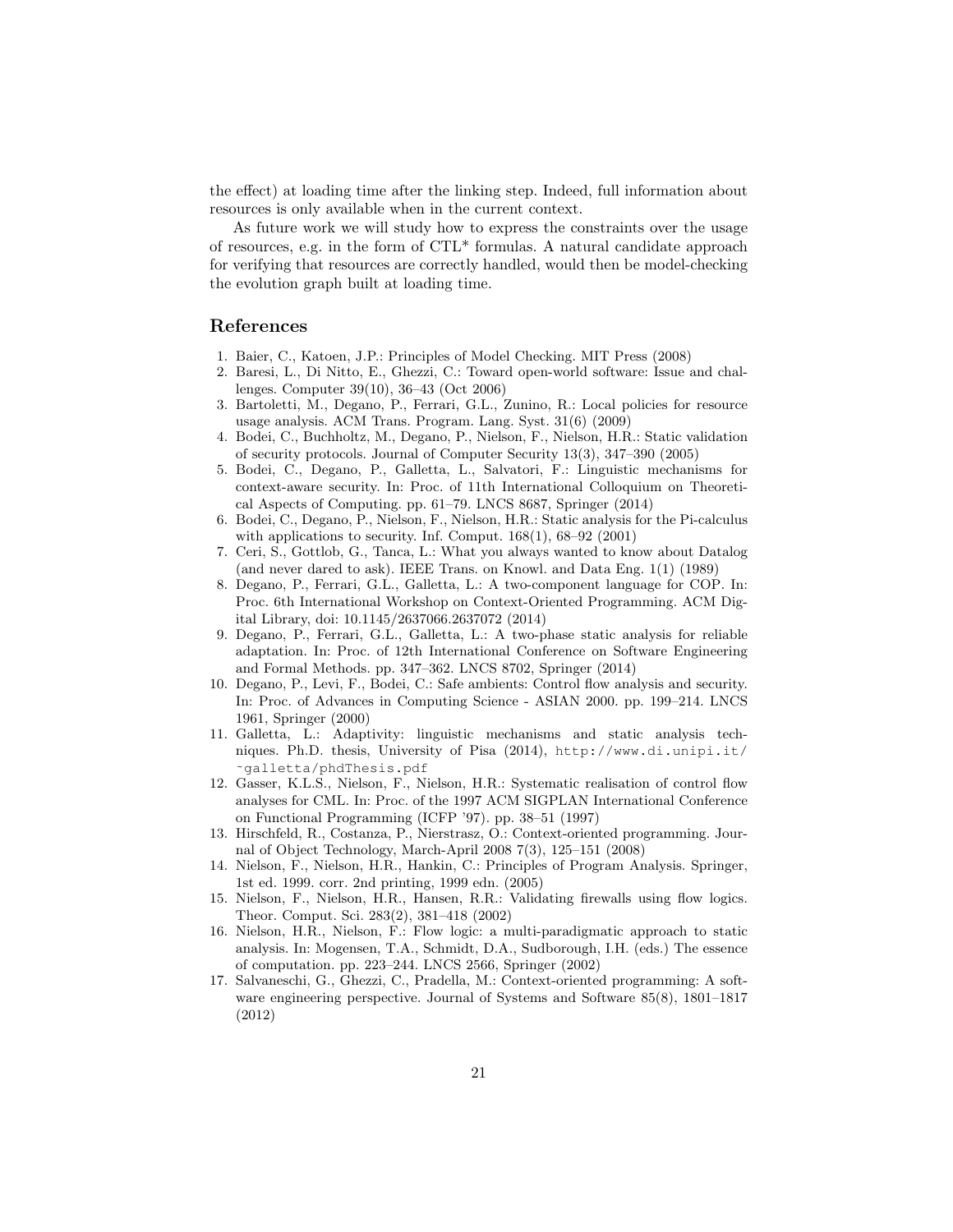the effect) at loading time after the linking step. Indeed, full information about resources is only available when in the current context.

As future work we will study how to express the constraints over the usage of resources, e.g. in the form of CTL* formulas. A natural candidate approach for verifying that resources are correctly handled, would then be model-checking the evolution graph built at loading time.

## References

1. Baier, C., Katoen, J.P.: Principles of Model Checking. MIT Press (2008)
2. Baresi, L., Di Nitto, E., Ghezzi, C.: Toward open-world software: Issue and challenges. Computer 39(10), 36–43 (Oct 2006)
3. Bartoletti, M., Degano, P., Ferrari, G.L., Zunino, R.: Local policies for resource usage analysis. ACM Trans. Program. Lang. Syst. 31(6) (2009)
4. Bodei, C., Buchholtz, M., Degano, P., Nielson, F., Nielson, H.R.: Static validation of security protocols. Journal of Computer Security 13(3), 347–390 (2005)
5. Bodei, C., Degano, P., Galletta, L., Salvatori, F.: Linguistic mechanisms for context-aware security. In: Proc. of 11th International Colloquium on Theoretical Aspects of Computing. pp. 61–79. LNCS 8687, Springer (2014)
6. Bodei, C., Degano, P., Nielson, F., Nielson, H.R.: Static analysis for the Pi-calculus with applications to security. Inf. Comput. 168(1), 68–92 (2001)
7. Ceri, S., Gottlob, G., Tanca, L.: What you always wanted to know about Datalog (and never dared to ask). IEEE Trans. on Knowl. and Data Eng. 1(1) (1989)
8. Degano, P., Ferrari, G.L., Galletta, L.: A two-component language for COP. In: Proc. 6th International Workshop on Context-Oriented Programming. ACM Digital Library, doi: 10.1145/2637066.2637072 (2014)
9. Degano, P., Ferrari, G.L., Galletta, L.: A two-phase static analysis for reliable adaptation. In: Proc. of 12th International Conference on Software Engineering and Formal Methods. pp. 347–362. LNCS 8702, Springer (2014)
10. Degano, P., Levi, F., Bodei, C.: Safe ambients: Control flow analysis and security. In: Proc. of Advances in Computing Science - ASIAN 2000. pp. 199–214. LNCS 1961, Springer (2000)
11. Galletta, L.: Adaptivity: linguistic mechanisms and static analysis techniques. Ph.D. thesis, University of Pisa (2014), http://www.di.unipi.it/~galletta/phdThesis.pdf
12. Gasser, K.L.S., Nielson, F., Nielson, H.R.: Systematic realisation of control flow analyses for CML. In: Proc. of the 1997 ACM SIGPLAN International Conference on Functional Programming (ICFP '97). pp. 38–51 (1997)
13. Hirschfeld, R., Costanza, P., Nierstrasz, O.: Context-oriented programming. Journal of Object Technology, March-April 2008 7(3), 125–151 (2008)
14. Nielson, F., Nielson, H.R., Hankin, C.: Principles of Program Analysis. Springer, 1st ed. 1999. corr. 2nd printing, 1999 edn. (2005)
15. Nielson, F., Nielson, H.R., Hansen, R.R.: Validating firewalls using flow logics. Theor. Comput. Sci. 283(2), 381–418 (2002)
16. Nielson, H.R., Nielson, F.: Flow logic: a multi-paradigmatic approach to static analysis. In: Mogensen, T.A., Schmidt, D.A., Sudborough, I.H. (eds.) The essence of computation. pp. 223–244. LNCS 2566, Springer (2002)
17. Salvaneschi, G., Ghezzi, C., Pradella, M.: Context-oriented programming: A software engineering perspective. Journal of Systems and Software 85(8), 1801–1817 (2012)